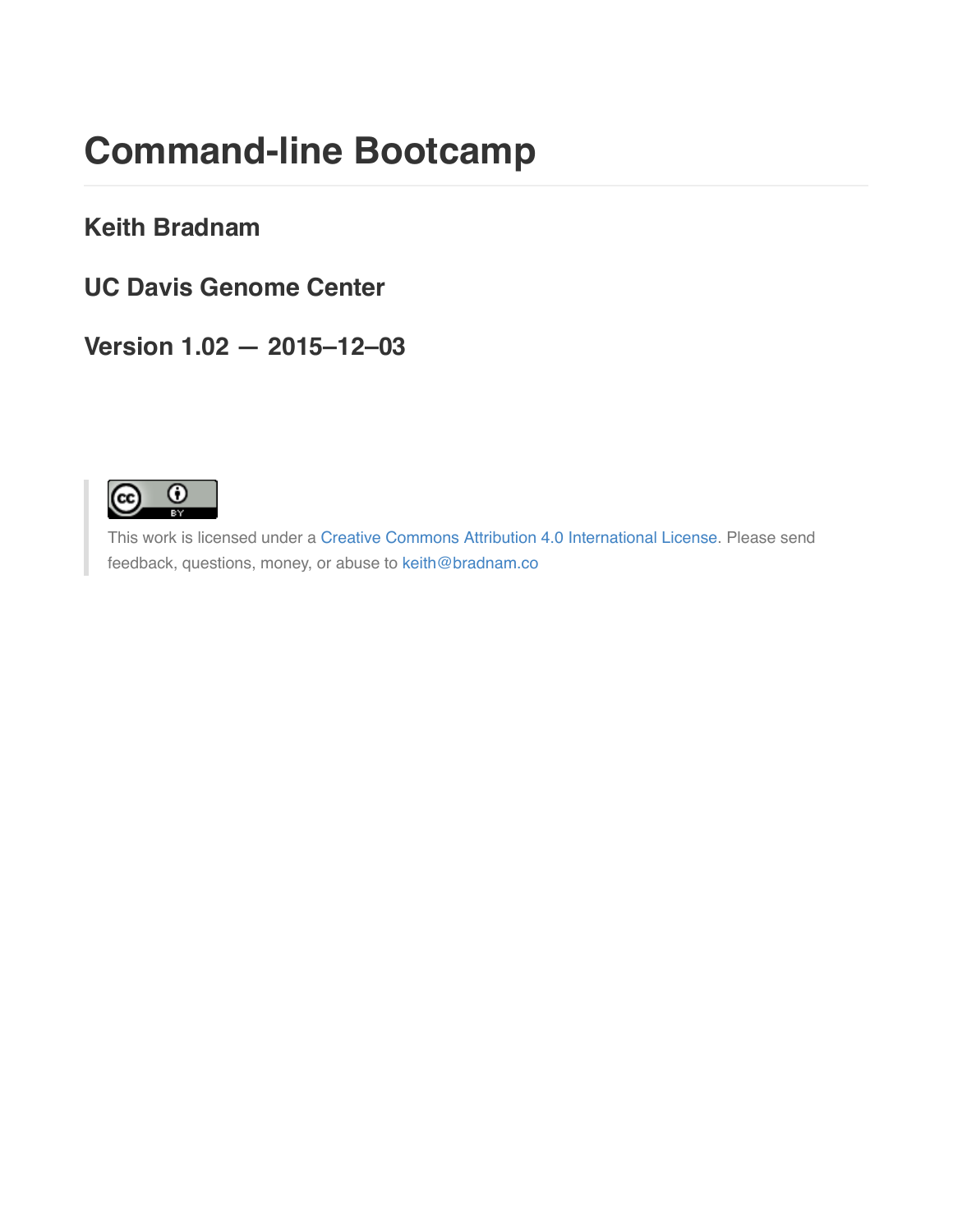# Command-line Bootcamp

### Keith Bradnam

### UC Davis Genome Center

### Version 1.02 — 2015–12–03

> This work is licensed under a Creative Commons Attribution 4.0 International License. Please send feedback, questions, money, or abuse to keith@bradnam.co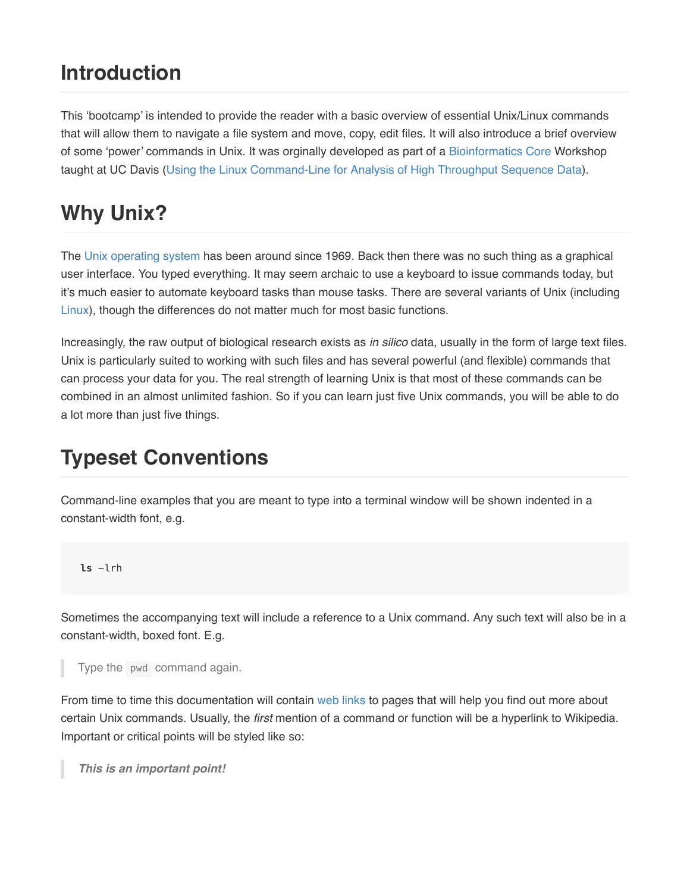# Introduction

This 'bootcamp' is intended to provide the reader with a basic overview of essential Unix/Linux commands that will allow them to navigate a file system and move, copy, edit files. It will also introduce a brief overview of some 'power' commands in Unix. It was orginally developed as part of a Bioinformatics Core Workshop taught at UC Davis (Using the Linux Command-Line for Analysis of High Throughput Sequence Data).

# Why Unix?

The Unix operating system has been around since 1969. Back then there was no such thing as a graphical user interface. You typed everything. It may seem archaic to use a keyboard to issue commands today, but it's much easier to automate keyboard tasks than mouse tasks. There are several variants of Unix (including Linux), though the differences do not matter much for most basic functions.

Increasingly, the raw output of biological research exists as *in silico* data, usually in the form of large text files. Unix is particularly suited to working with such files and has several powerful (and flexible) commands that can process your data for you. The real strength of learning Unix is that most of these commands can be combined in an almost unlimited fashion. So if you can learn just five Unix commands, you will be able to do a lot more than just five things.

# Typeset Conventions

Command-line examples that you are meant to type into a terminal window will be shown indented in a constant-width font, e.g.

```
ls -lrh
```

Sometimes the accompanying text will include a reference to a Unix command. Any such text will also be in a constant-width, boxed font. E.g.

> Type the `pwd` command again.

From time to time this documentation will contain web links to pages that will help you find out more about certain Unix commands. Usually, the *first* mention of a command or function will be a hyperlink to Wikipedia. Important or critical points will be styled like so:

> ***This is an important point!***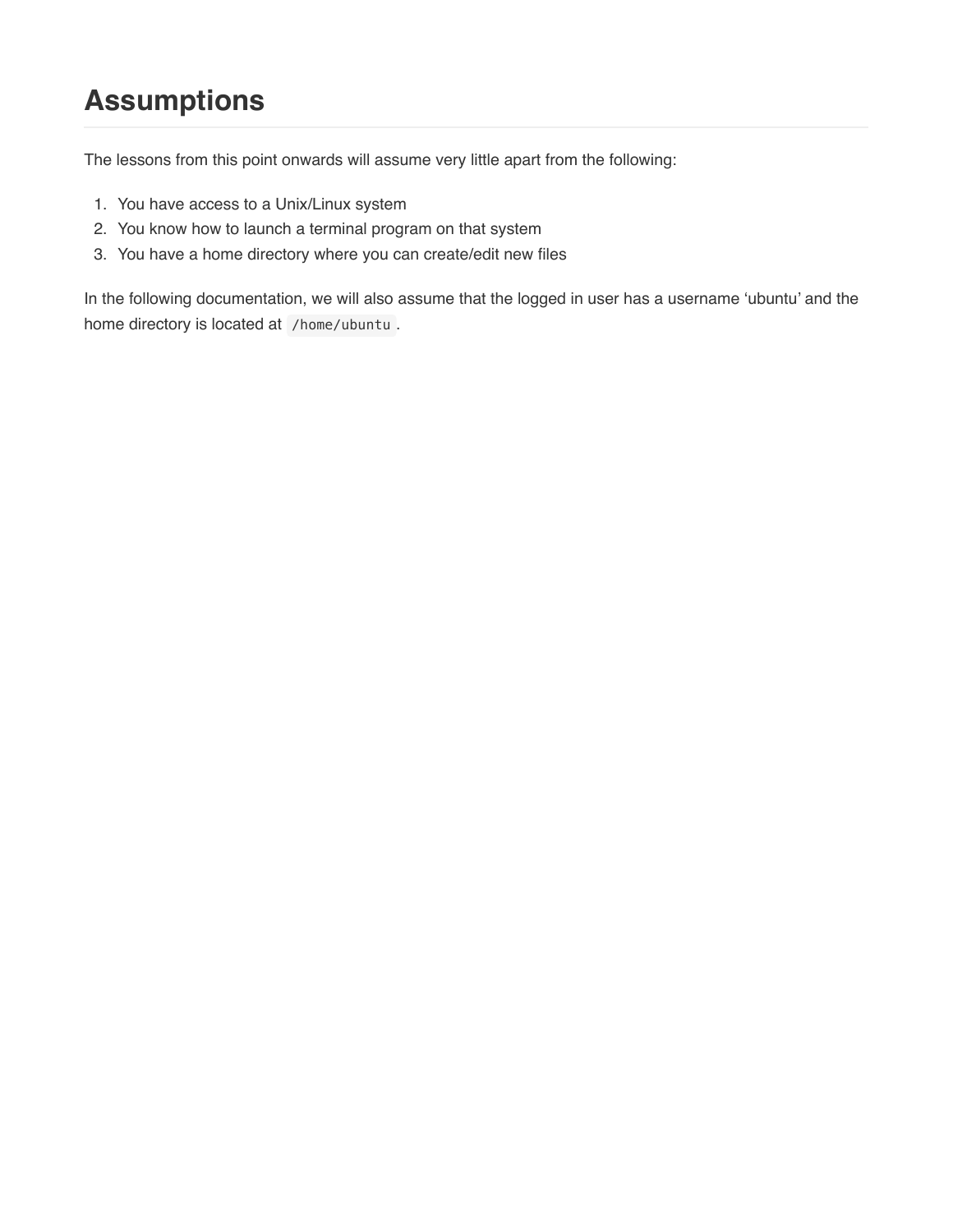# Assumptions

The lessons from this point onwards will assume very little apart from the following:

1. You have access to a Unix/Linux system
2. You know how to launch a terminal program on that system
3. You have a home directory where you can create/edit new files

In the following documentation, we will also assume that the logged in user has a username 'ubuntu' and the home directory is located at `/home/ubuntu`.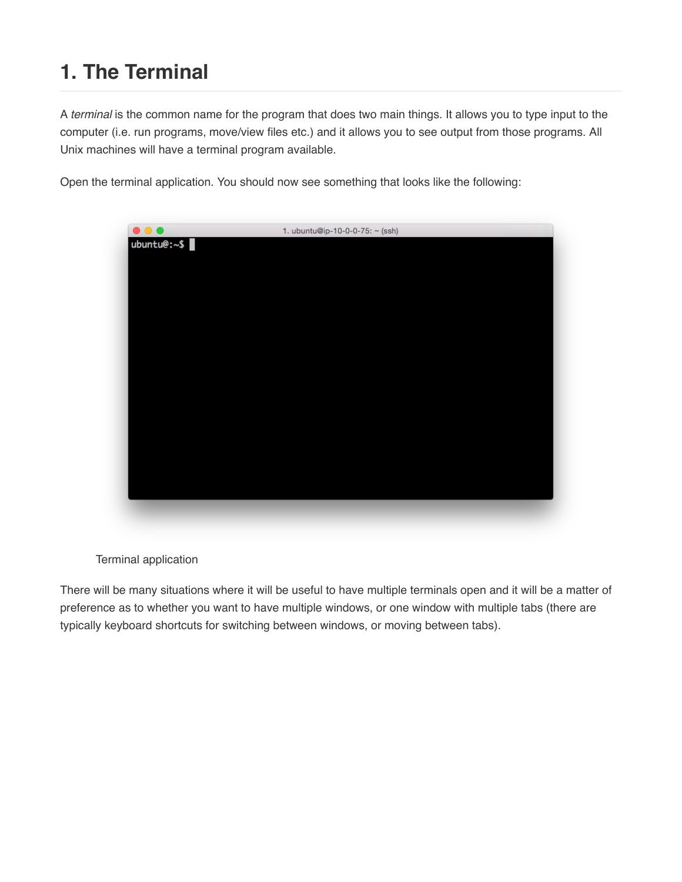# 1. The Terminal

A *terminal* is the common name for the program that does two main things. It allows you to type input to the computer (i.e. run programs, move/view files etc.) and it allows you to see output from those programs. All Unix machines will have a terminal program available.

Open the terminal application. You should now see something that looks like the following:

Terminal application

There will be many situations where it will be useful to have multiple terminals open and it will be a matter of preference as to whether you want to have multiple windows, or one window with multiple tabs (there are typically keyboard shortcuts for switching between windows, or moving between tabs).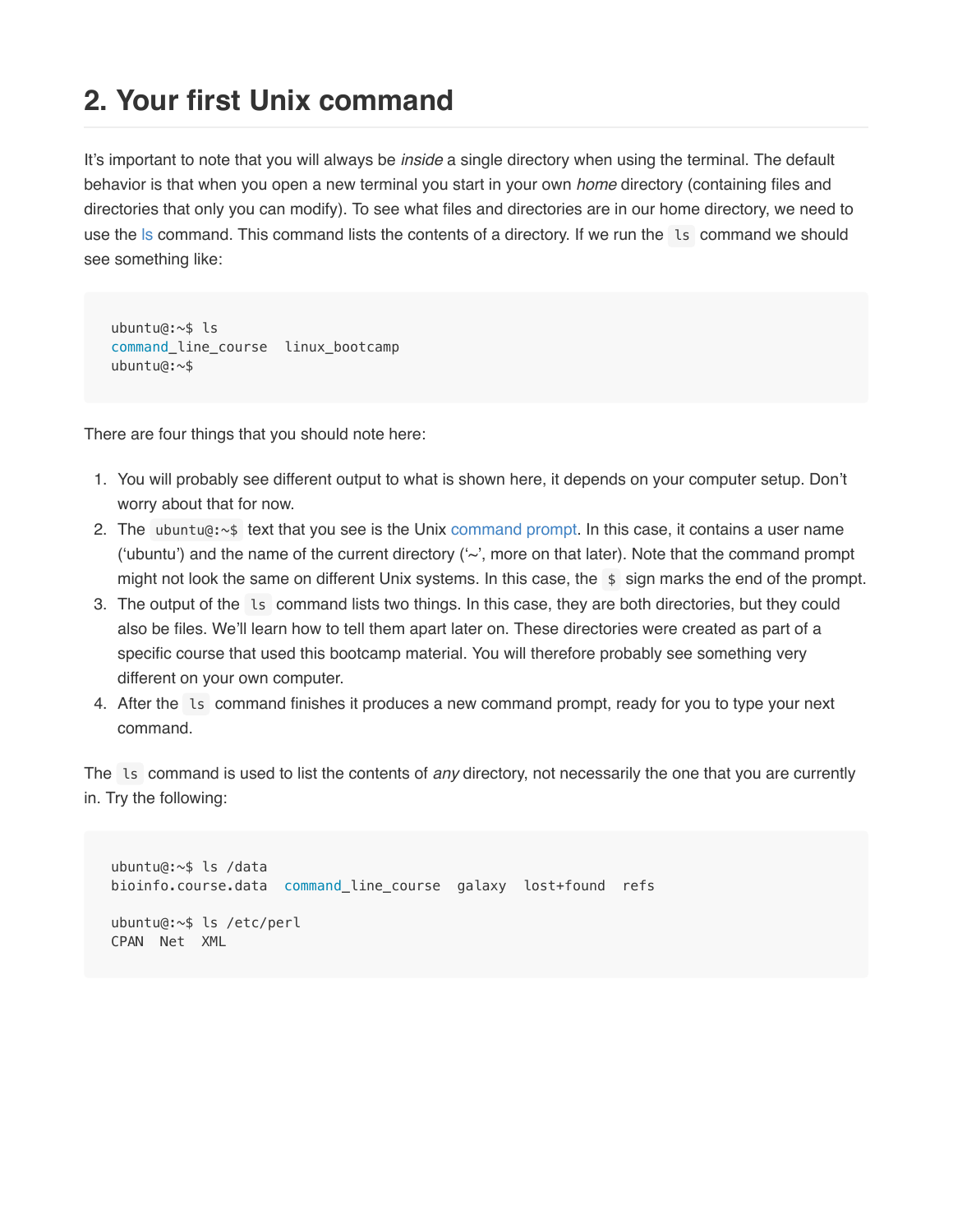## 2. Your first Unix command

It's important to note that you will always be *inside* a single directory when using the terminal. The default behavior is that when you open a new terminal you start in your own *home* directory (containing files and directories that only you can modify). To see what files and directories are in our home directory, we need to use the ls command. This command lists the contents of a directory. If we run the `ls` command we should see something like:

```
ubuntu@:~$ ls
command_line_course  linux_bootcamp
ubuntu@:~$
```

There are four things that you should note here:

1. You will probably see different output to what is shown here, it depends on your computer setup. Don't worry about that for now.
2. The `ubuntu@:~$` text that you see is the Unix command prompt. In this case, it contains a user name ('ubuntu') and the name of the current directory ('~', more on that later). Note that the command prompt might not look the same on different Unix systems. In this case, the `$` sign marks the end of the prompt.
3. The output of the `ls` command lists two things. In this case, they are both directories, but they could also be files. We'll learn how to tell them apart later on. These directories were created as part of a specific course that used this bootcamp material. You will therefore probably see something very different on your own computer.
4. After the `ls` command finishes it produces a new command prompt, ready for you to type your next command.

The `ls` command is used to list the contents of *any* directory, not necessarily the one that you are currently in. Try the following:

```
ubuntu@:~$ ls /data
bioinfo.course.data  command_line_course  galaxy  lost+found  refs

ubuntu@:~$ ls /etc/perl
CPAN  Net  XML
```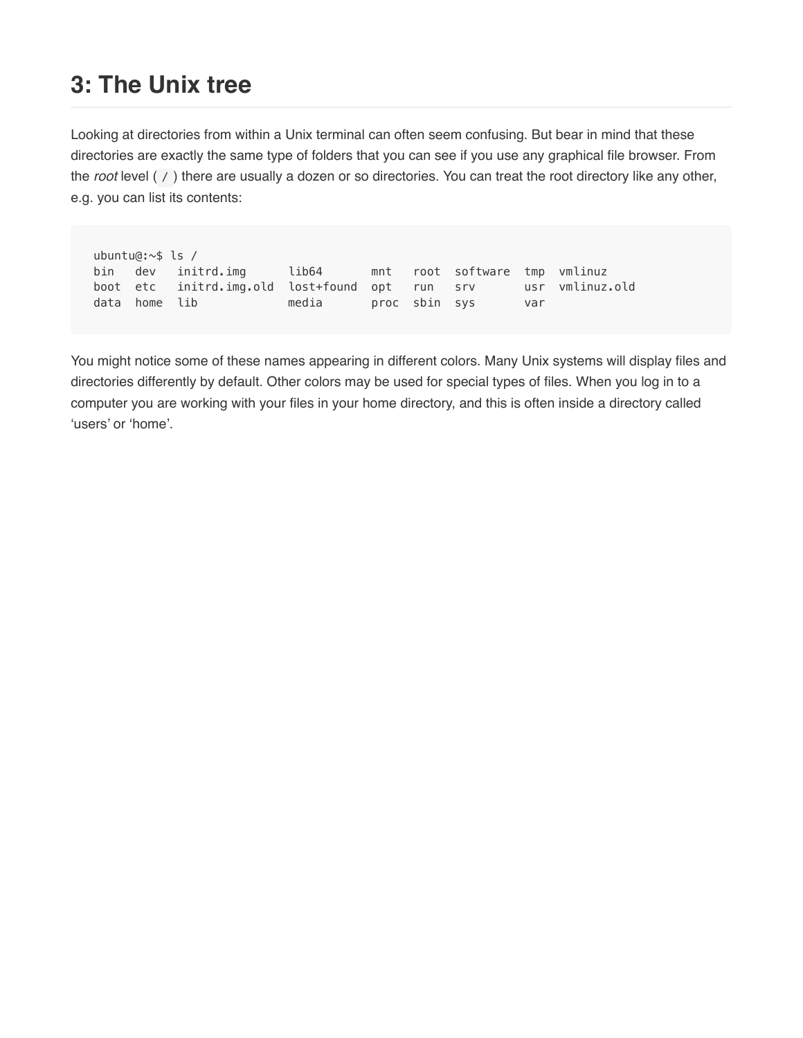## 3: The Unix tree

Looking at directories from within a Unix terminal can often seem confusing. But bear in mind that these directories are exactly the same type of folders that you can see if you use any graphical file browser. From the *root* level (`/`) there are usually a dozen or so directories. You can treat the root directory like any other, e.g. you can list its contents:

```
ubuntu@:~$ ls /
bin   dev   initrd.img      lib64       mnt   root  software  tmp  vmlinuz
boot  etc   initrd.img.old  lost+found  opt   run   srv       usr  vmlinuz.old
data  home  lib             media       proc  sbin  sys       var
```

You might notice some of these names appearing in different colors. Many Unix systems will display files and directories differently by default. Other colors may be used for special types of files. When you log in to a computer you are working with your files in your home directory, and this is often inside a directory called 'users' or 'home'.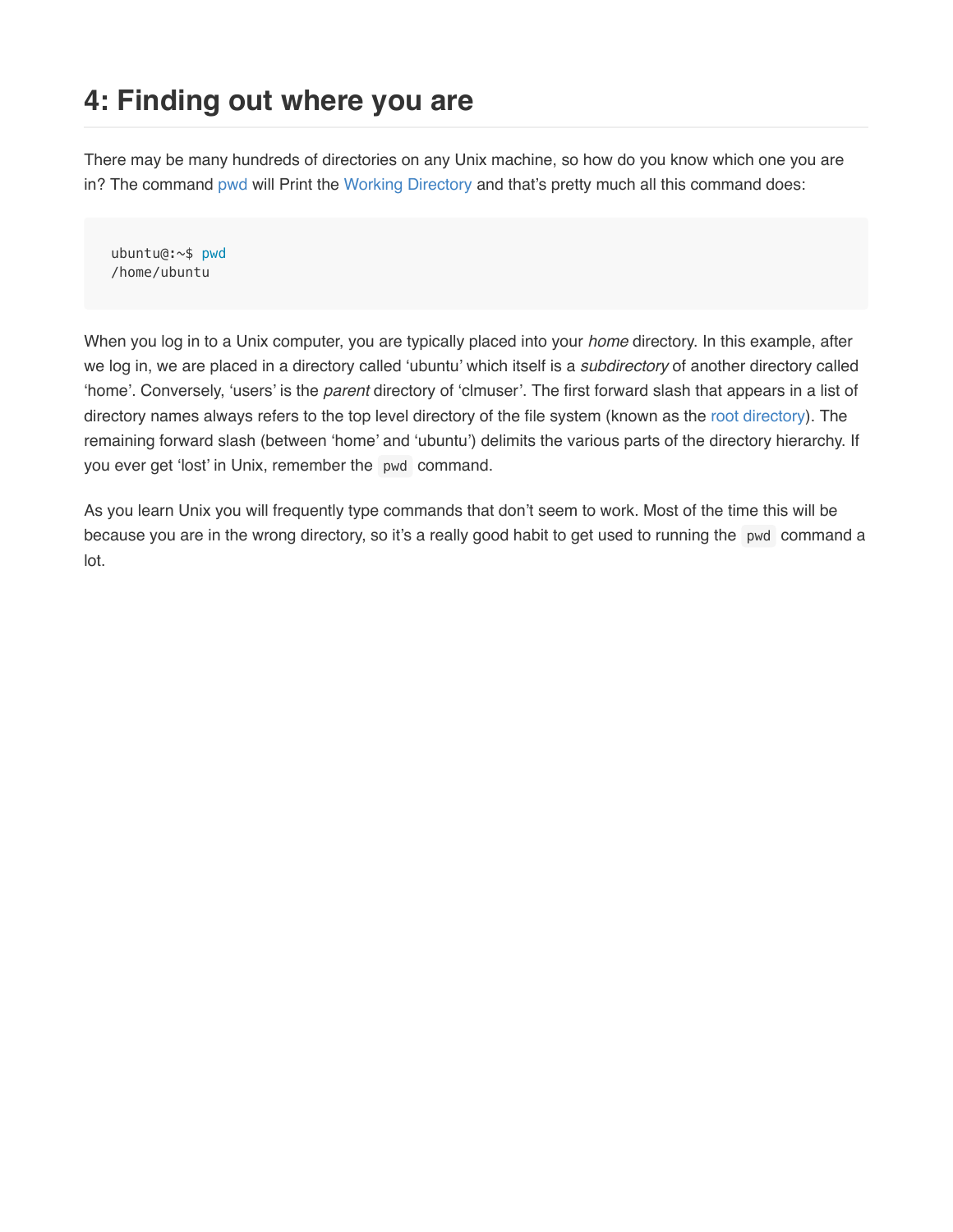## 4: Finding out where you are

There may be many hundreds of directories on any Unix machine, so how do you know which one you are in? The command pwd will Print the Working Directory and that's pretty much all this command does:

```
ubuntu@:~$ pwd
/home/ubuntu
```

When you log in to a Unix computer, you are typically placed into your *home* directory. In this example, after we log in, we are placed in a directory called 'ubuntu' which itself is a *subdirectory* of another directory called 'home'. Conversely, 'users' is the *parent* directory of 'clmuser'. The first forward slash that appears in a list of directory names always refers to the top level directory of the file system (known as the root directory). The remaining forward slash (between 'home' and 'ubuntu') delimits the various parts of the directory hierarchy. If you ever get 'lost' in Unix, remember the `pwd` command.

As you learn Unix you will frequently type commands that don't seem to work. Most of the time this will be because you are in the wrong directory, so it's a really good habit to get used to running the `pwd` command a lot.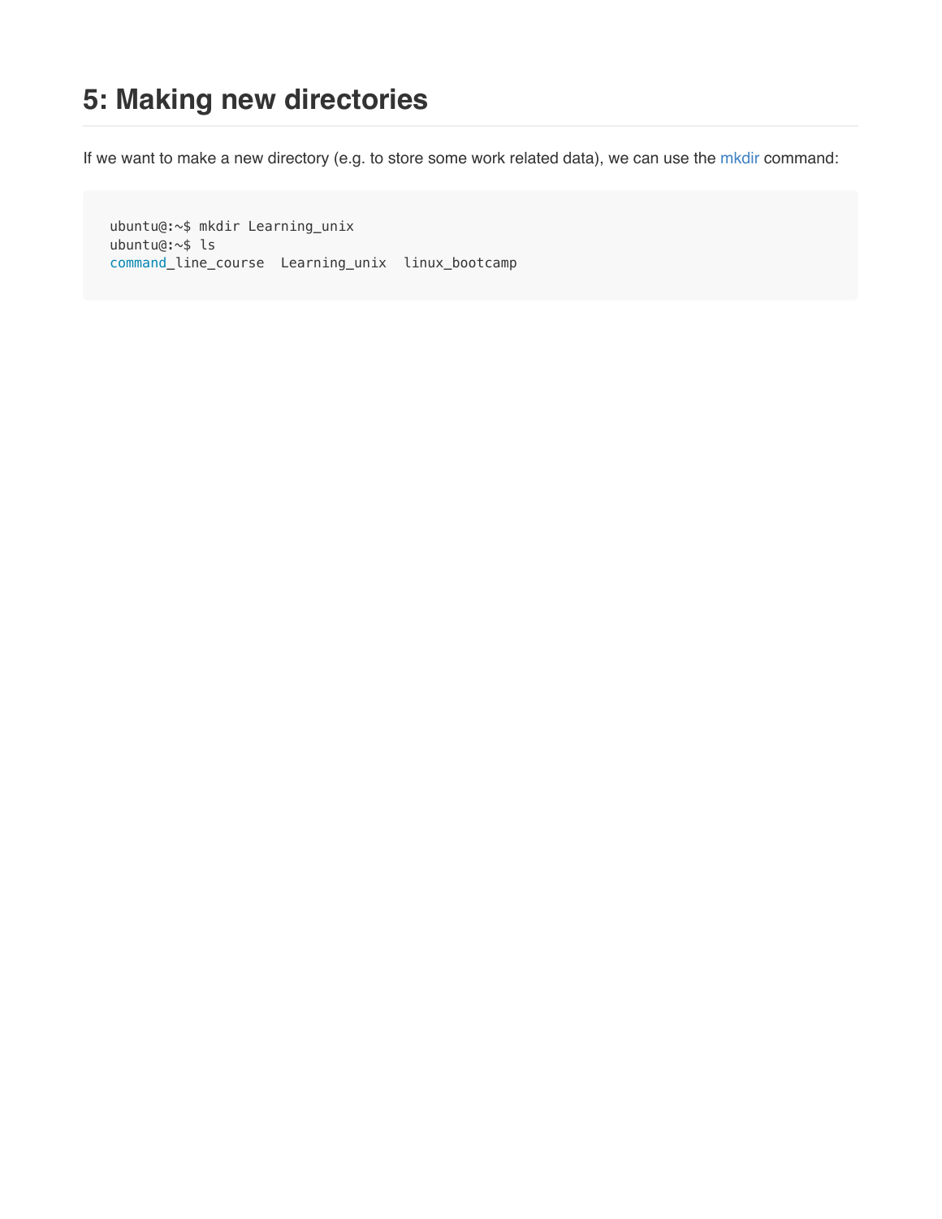## 5: Making new directories

If we want to make a new directory (e.g. to store some work related data), we can use the mkdir command:

```
ubuntu@:~$ mkdir Learning_unix
ubuntu@:~$ ls
command_line_course  Learning_unix  linux_bootcamp
```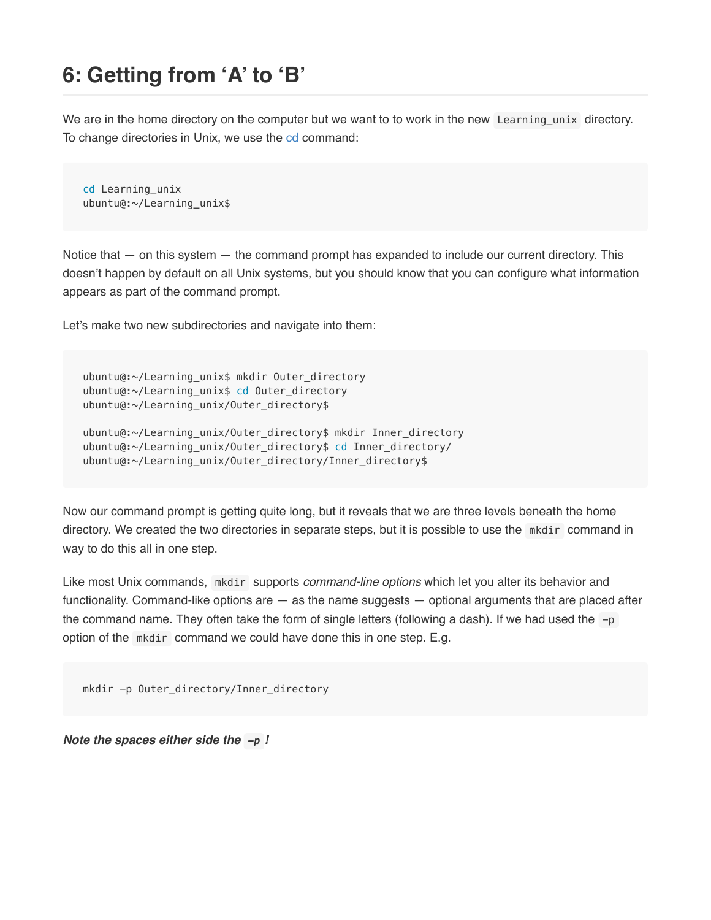## 6: Getting from 'A' to 'B'

We are in the home directory on the computer but we want to to work in the new `Learning_unix` directory. To change directories in Unix, we use the cd command:

```
cd Learning_unix
ubuntu@:~/Learning_unix$
```

Notice that — on this system — the command prompt has expanded to include our current directory. This doesn't happen by default on all Unix systems, but you should know that you can configure what information appears as part of the command prompt.

Let's make two new subdirectories and navigate into them:

```
ubuntu@:~/Learning_unix$ mkdir Outer_directory
ubuntu@:~/Learning_unix$ cd Outer_directory
ubuntu@:~/Learning_unix/Outer_directory$

ubuntu@:~/Learning_unix/Outer_directory$ mkdir Inner_directory
ubuntu@:~/Learning_unix/Outer_directory$ cd Inner_directory/
ubuntu@:~/Learning_unix/Outer_directory/Inner_directory$
```

Now our command prompt is getting quite long, but it reveals that we are three levels beneath the home directory. We created the two directories in separate steps, but it is possible to use the `mkdir` command in way to do this all in one step.

Like most Unix commands, `mkdir` supports *command-line options* which let you alter its behavior and functionality. Command-like options are — as the name suggests — optional arguments that are placed after the command name. They often take the form of single letters (following a dash). If we had used the `-p` option of the `mkdir` command we could have done this in one step. E.g.

```
mkdir -p Outer_directory/Inner_directory
```

***Note the spaces either side the `-p`!***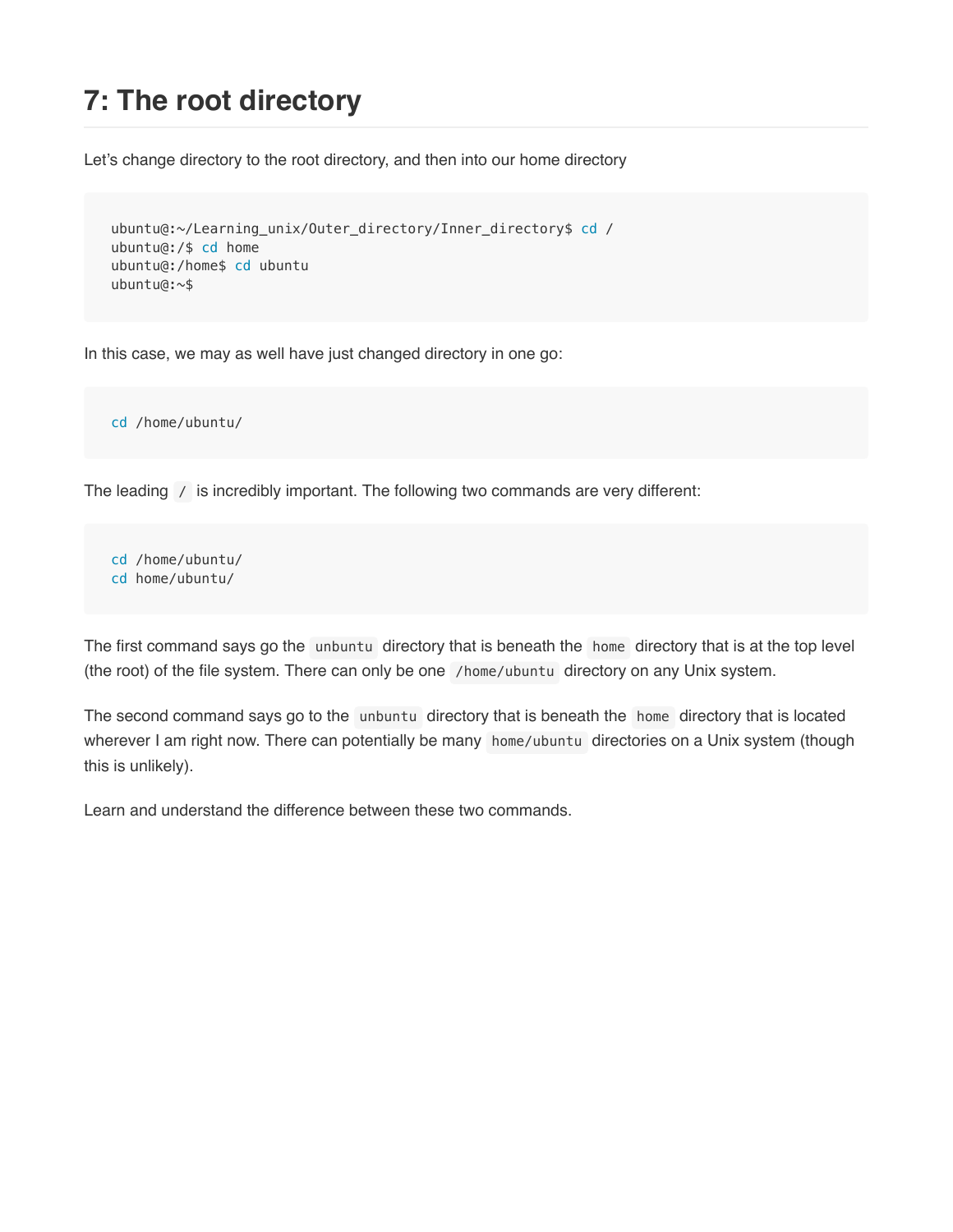## 7: The root directory

Let's change directory to the root directory, and then into our home directory

```
ubuntu@:~/Learning_unix/Outer_directory/Inner_directory$ cd /
ubuntu@:/$ cd home
ubuntu@:/home$ cd ubuntu
ubuntu@:~$
```

In this case, we may as well have just changed directory in one go:

```
cd /home/ubuntu/
```

The leading `/` is incredibly important. The following two commands are very different:

```
cd /home/ubuntu/
cd home/ubuntu/
```

The first command says go the `unbuntu` directory that is beneath the `home` directory that is at the top level (the root) of the file system. There can only be one `/home/ubuntu` directory on any Unix system.

The second command says go to the `unbuntu` directory that is beneath the `home` directory that is located wherever I am right now. There can potentially be many `home/ubuntu` directories on a Unix system (though this is unlikely).

Learn and understand the difference between these two commands.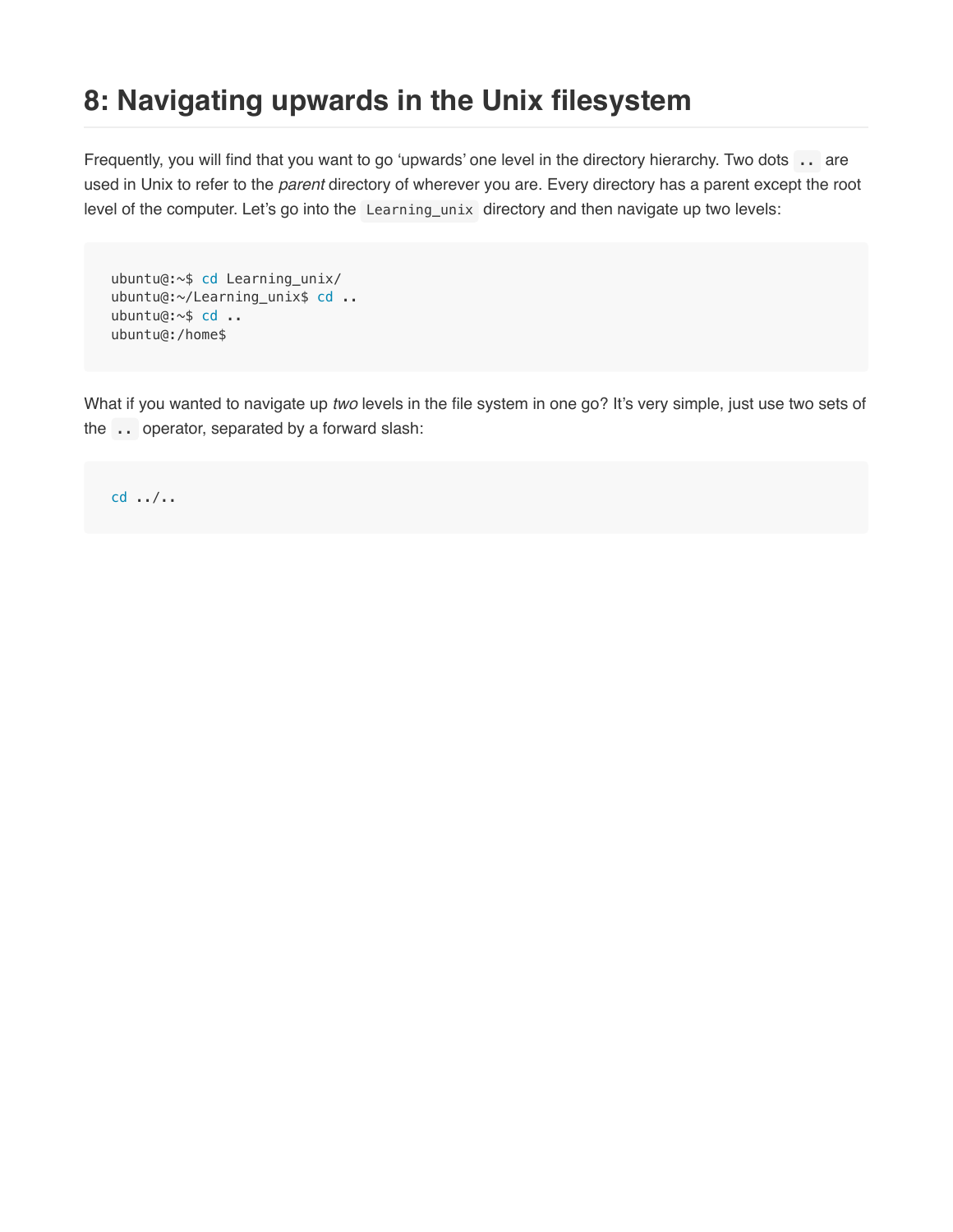## 8: Navigating upwards in the Unix filesystem

Frequently, you will find that you want to go 'upwards' one level in the directory hierarchy. Two dots `..` are used in Unix to refer to the *parent* directory of wherever you are. Every directory has a parent except the root level of the computer. Let's go into the `Learning_unix` directory and then navigate up two levels:

```
ubuntu@:~$ cd Learning_unix/
ubuntu@:~/Learning_unix$ cd ..
ubuntu@:~$ cd ..
ubuntu@:/home$
```

What if you wanted to navigate up *two* levels in the file system in one go? It's very simple, just use two sets of the `..` operator, separated by a forward slash:

```
cd ../..
```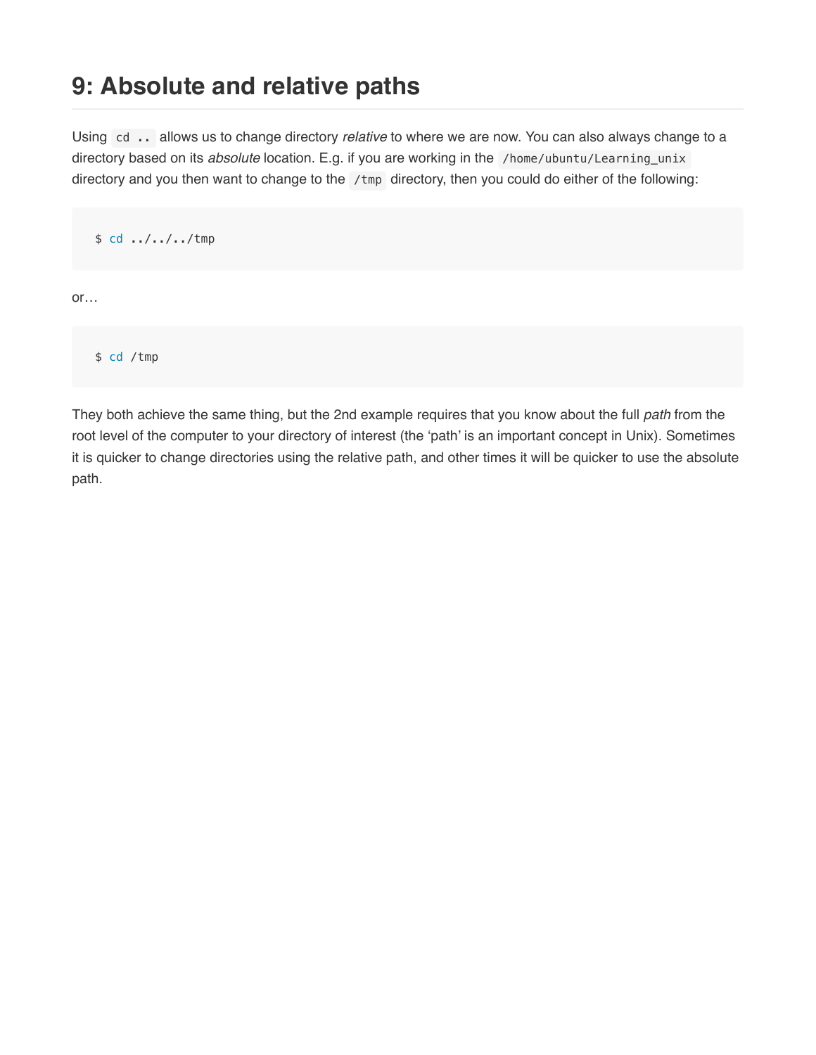## 9: Absolute and relative paths

Using `cd ..` allows us to change directory *relative* to where we are now. You can also always change to a directory based on its *absolute* location. E.g. if you are working in the `/home/ubuntu/Learning_unix` directory and you then want to change to the `/tmp` directory, then you could do either of the following:

```
$ cd ../../../tmp
```

or…

```
$ cd /tmp
```

They both achieve the same thing, but the 2nd example requires that you know about the full *path* from the root level of the computer to your directory of interest (the 'path' is an important concept in Unix). Sometimes it is quicker to change directories using the relative path, and other times it will be quicker to use the absolute path.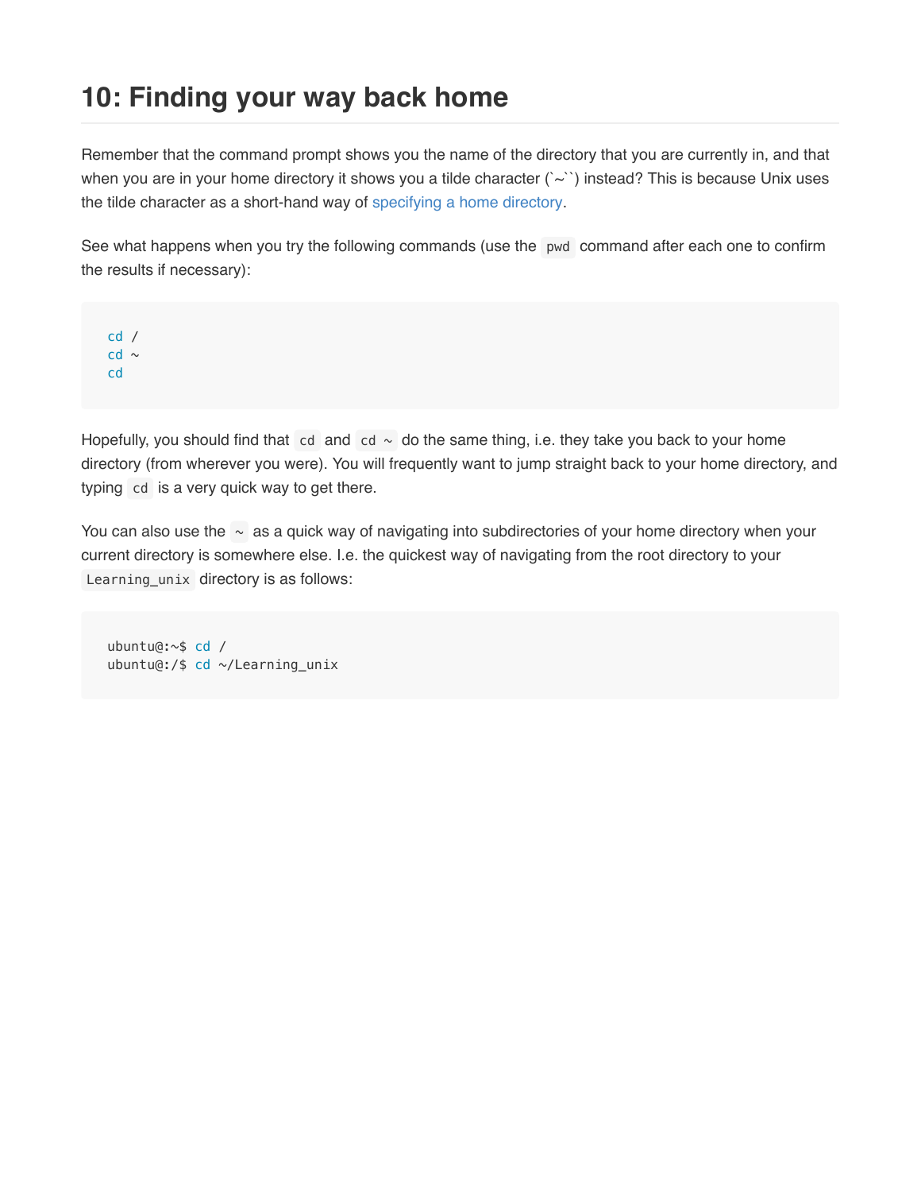## 10: Finding your way back home

Remember that the command prompt shows you the name of the directory that you are currently in, and that when you are in your home directory it shows you a tilde character (`~``) instead? This is because Unix uses the tilde character as a short-hand way of specifying a home directory.

See what happens when you try the following commands (use the `pwd` command after each one to confirm the results if necessary):

```
cd /
cd ~
cd
```

Hopefully, you should find that `cd` and `cd ~` do the same thing, i.e. they take you back to your home directory (from wherever you were). You will frequently want to jump straight back to your home directory, and typing `cd` is a very quick way to get there.

You can also use the `~` as a quick way of navigating into subdirectories of your home directory when your current directory is somewhere else. I.e. the quickest way of navigating from the root directory to your `Learning_unix` directory is as follows:

```
ubuntu@:~$ cd /
ubuntu@:/$ cd ~/Learning_unix
```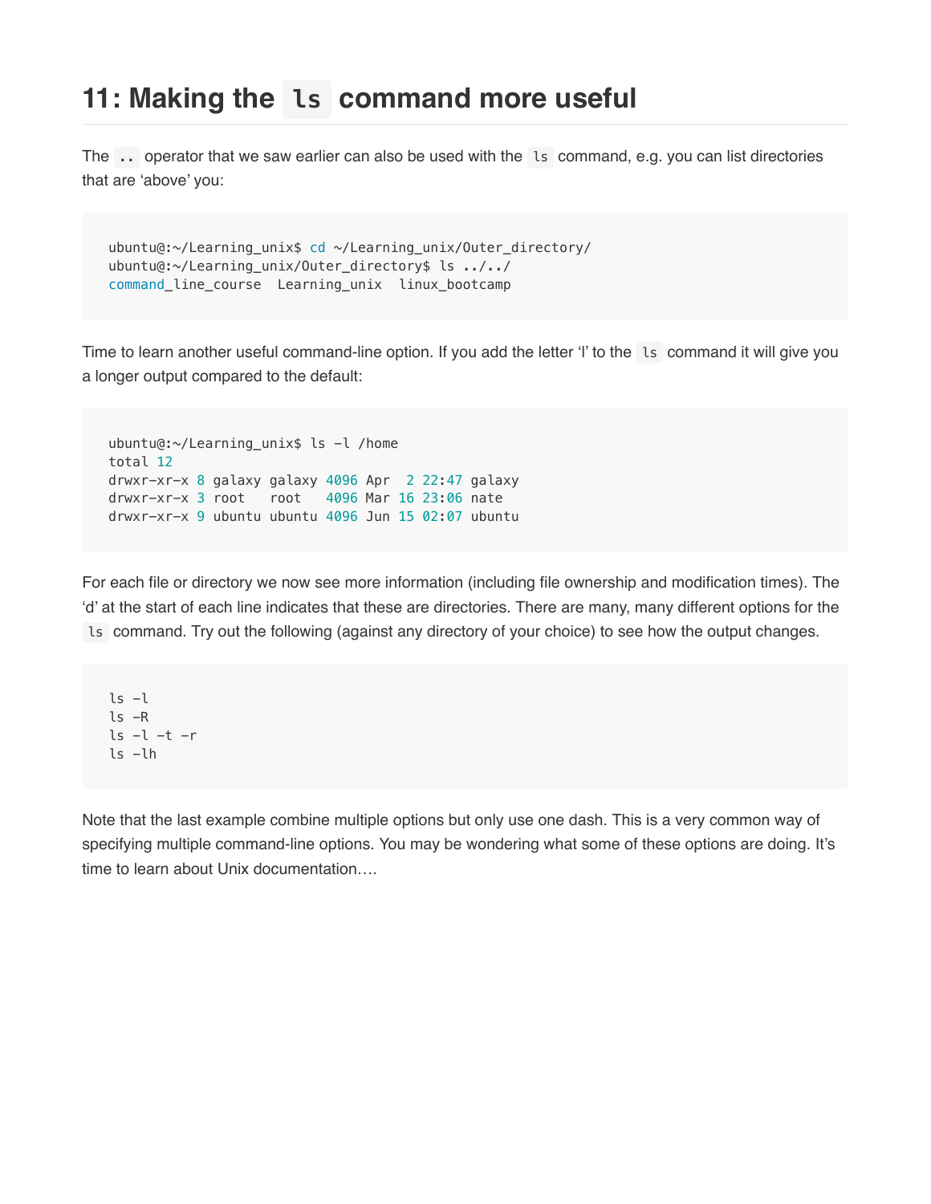# 11: Making the `ls` command more useful

The `..` operator that we saw earlier can also be used with the `ls` command, e.g. you can list directories that are 'above' you:

```
ubuntu@:~/Learning_unix$ cd ~/Learning_unix/Outer_directory/
ubuntu@:~/Learning_unix/Outer_directory$ ls ../../
command_line_course  Learning_unix  linux_bootcamp
```

Time to learn another useful command-line option. If you add the letter 'l' to the `ls` command it will give you a longer output compared to the default:

```
ubuntu@:~/Learning_unix$ ls -l /home
total 12
drwxr-xr-x 8 galaxy galaxy 4096 Apr  2 22:47 galaxy
drwxr-xr-x 3 root   root   4096 Mar 16 23:06 nate
drwxr-xr-x 9 ubuntu ubuntu 4096 Jun 15 02:07 ubuntu
```

For each file or directory we now see more information (including file ownership and modification times). The 'd' at the start of each line indicates that these are directories. There are many, many different options for the `ls` command. Try out the following (against any directory of your choice) to see how the output changes.

```
ls -l
ls -R
ls -l -t -r
ls -lh
```

Note that the last example combine multiple options but only use one dash. This is a very common way of specifying multiple command-line options. You may be wondering what some of these options are doing. It's time to learn about Unix documentation….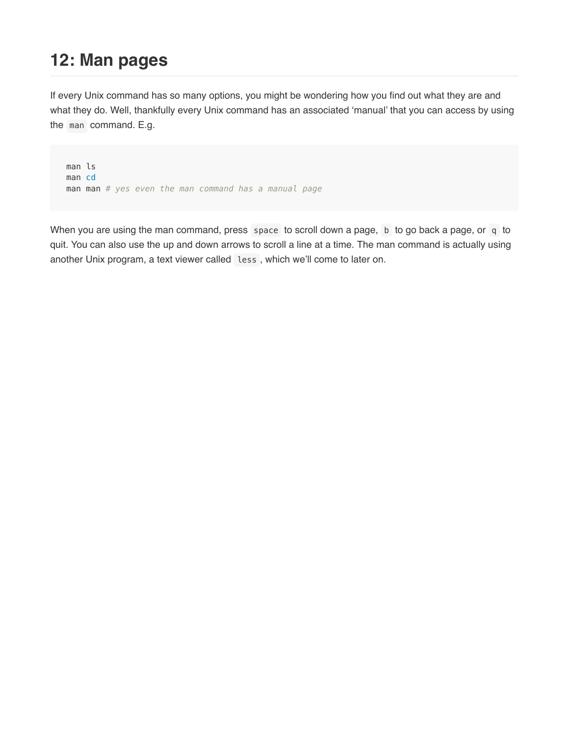## 12: Man pages

If every Unix command has so many options, you might be wondering how you find out what they are and what they do. Well, thankfully every Unix command has an associated ‘manual’ that you can access by using the `man` command. E.g.

```
man ls
man cd
man man # yes even the man command has a manual page
```

When you are using the man command, press `space` to scroll down a page, `b` to go back a page, or `q` to quit. You can also use the up and down arrows to scroll a line at a time. The man command is actually using another Unix program, a text viewer called `less`, which we’ll come to later on.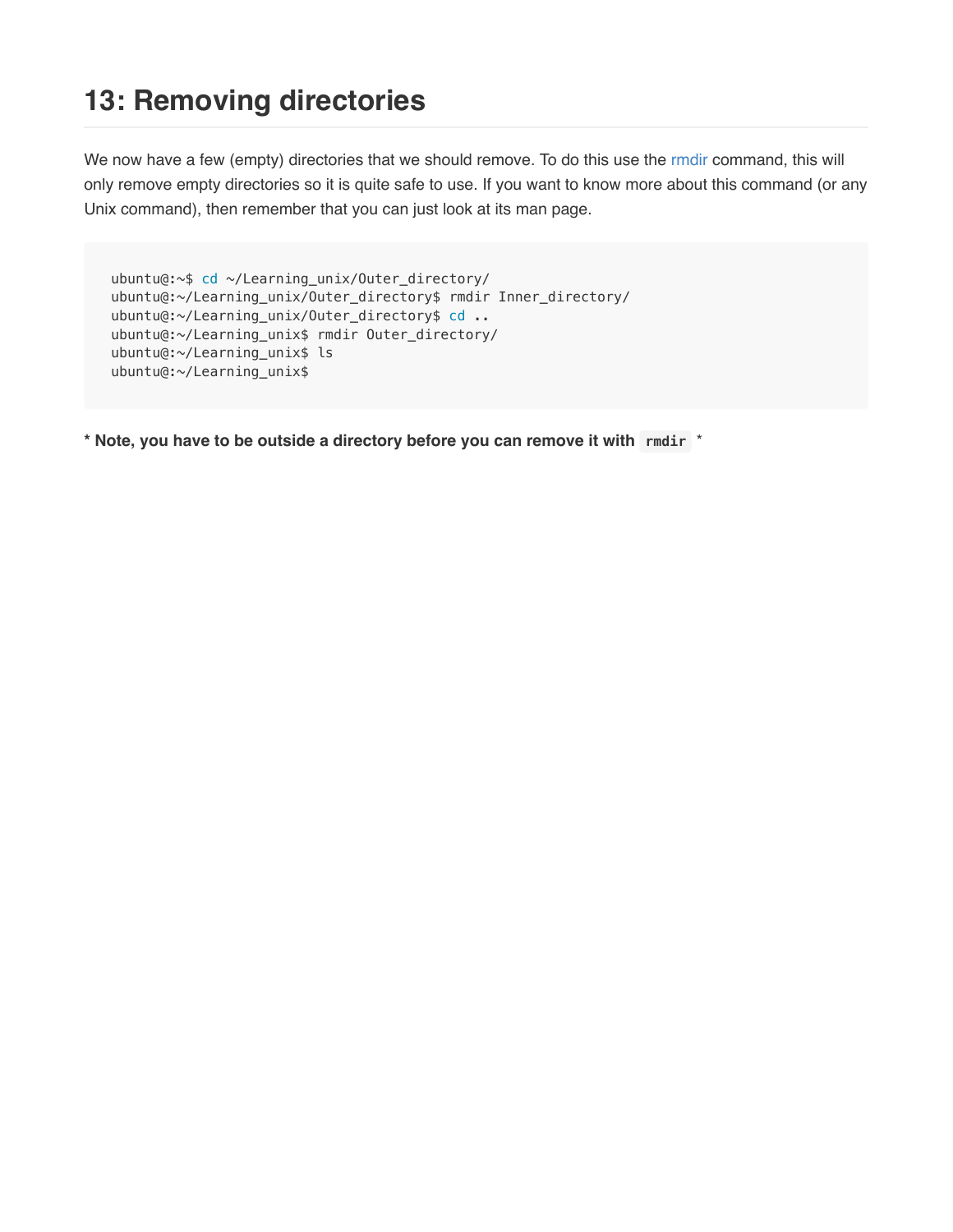## 13: Removing directories

We now have a few (empty) directories that we should remove. To do this use the rmdir command, this will only remove empty directories so it is quite safe to use. If you want to know more about this command (or any Unix command), then remember that you can just look at its man page.

```
ubuntu@:~$ cd ~/Learning_unix/Outer_directory/
ubuntu@:~/Learning_unix/Outer_directory$ rmdir Inner_directory/
ubuntu@:~/Learning_unix/Outer_directory$ cd ..
ubuntu@:~/Learning_unix$ rmdir Outer_directory/
ubuntu@:~/Learning_unix$ ls
ubuntu@:~/Learning_unix$
```

**\* Note, you have to be outside a directory before you can remove it with `rmdir` \***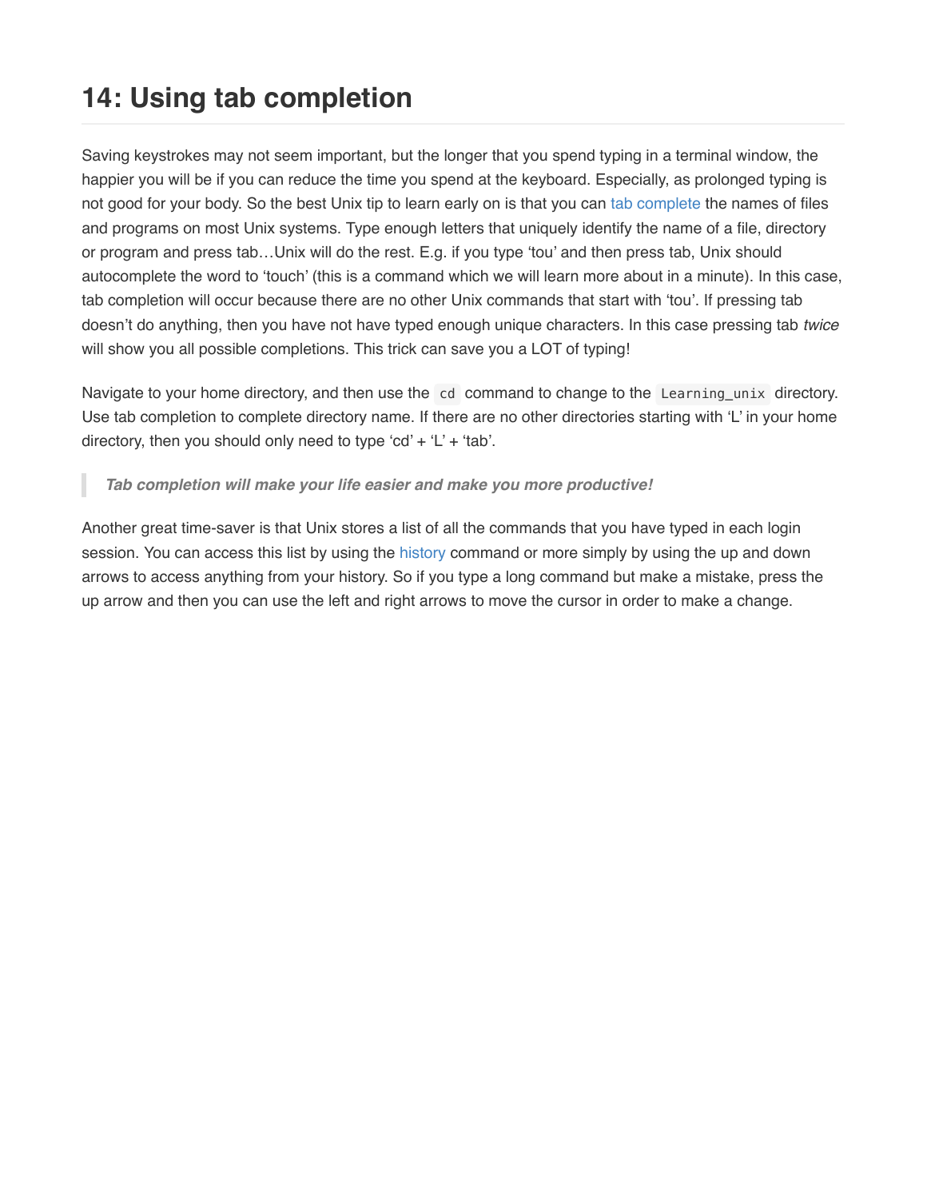## 14: Using tab completion

Saving keystrokes may not seem important, but the longer that you spend typing in a terminal window, the happier you will be if you can reduce the time you spend at the keyboard. Especially, as prolonged typing is not good for your body. So the best Unix tip to learn early on is that you can tab complete the names of files and programs on most Unix systems. Type enough letters that uniquely identify the name of a file, directory or program and press tab…Unix will do the rest. E.g. if you type 'tou' and then press tab, Unix should autocomplete the word to 'touch' (this is a command which we will learn more about in a minute). In this case, tab completion will occur because there are no other Unix commands that start with 'tou'. If pressing tab doesn't do anything, then you have not have typed enough unique characters. In this case pressing tab *twice* will show you all possible completions. This trick can save you a LOT of typing!

Navigate to your home directory, and then use the `cd` command to change to the `Learning_unix` directory. Use tab completion to complete directory name. If there are no other directories starting with 'L' in your home directory, then you should only need to type 'cd' + 'L' + 'tab'.

> ***Tab completion will make your life easier and make you more productive!***

Another great time-saver is that Unix stores a list of all the commands that you have typed in each login session. You can access this list by using the history command or more simply by using the up and down arrows to access anything from your history. So if you type a long command but make a mistake, press the up arrow and then you can use the left and right arrows to move the cursor in order to make a change.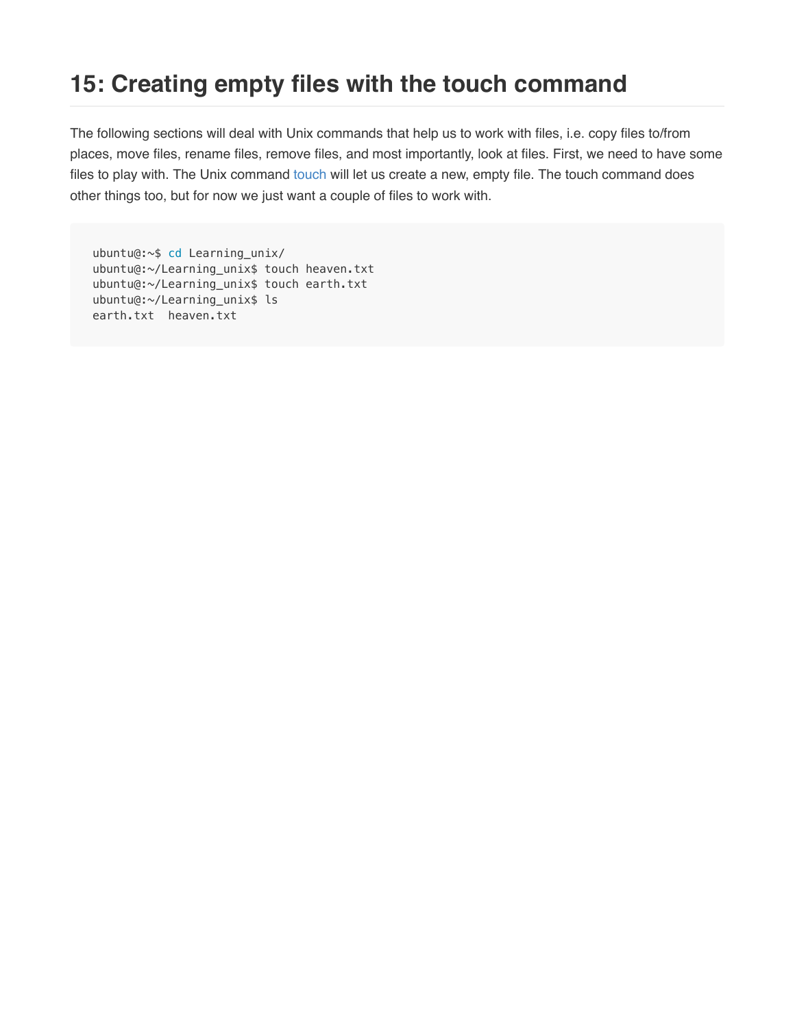## 15: Creating empty files with the touch command

The following sections will deal with Unix commands that help us to work with files, i.e. copy files to/from places, move files, rename files, remove files, and most importantly, look at files. First, we need to have some files to play with. The Unix command touch will let us create a new, empty file. The touch command does other things too, but for now we just want a couple of files to work with.

```
ubuntu@:~$ cd Learning_unix/
ubuntu@:~/Learning_unix$ touch heaven.txt
ubuntu@:~/Learning_unix$ touch earth.txt
ubuntu@:~/Learning_unix$ ls
earth.txt  heaven.txt
```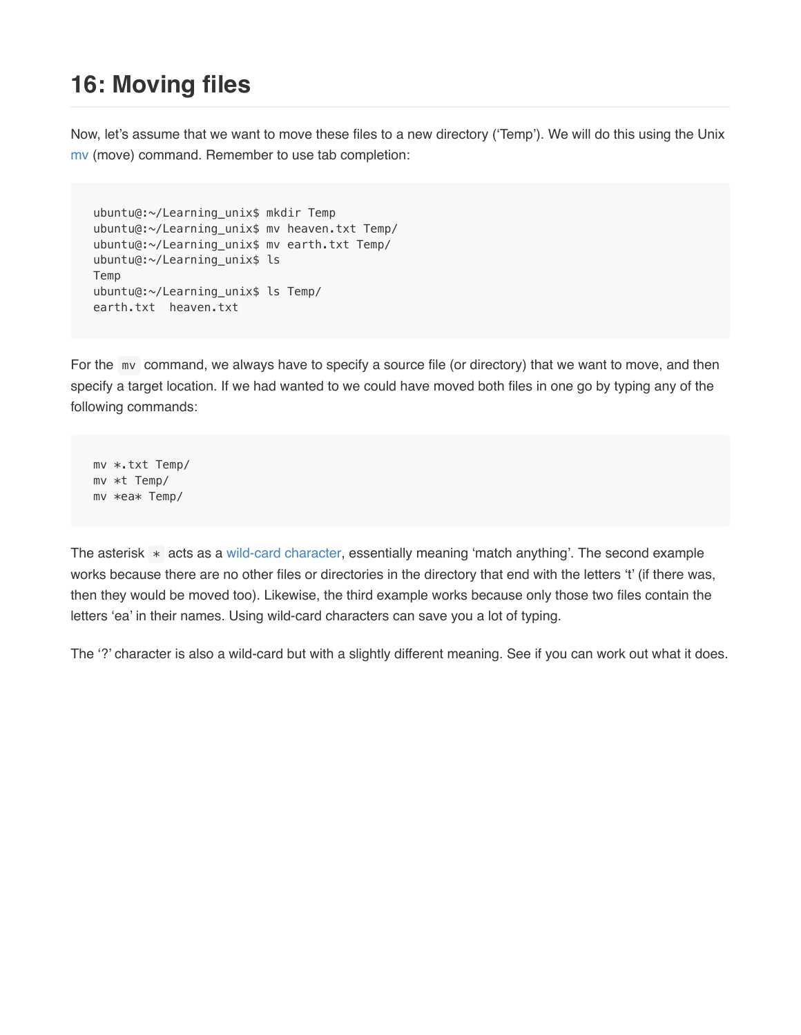## 16: Moving files

Now, let's assume that we want to move these files to a new directory ('Temp'). We will do this using the Unix mv (move) command. Remember to use tab completion:

```
ubuntu@:~/Learning_unix$ mkdir Temp
ubuntu@:~/Learning_unix$ mv heaven.txt Temp/
ubuntu@:~/Learning_unix$ mv earth.txt Temp/
ubuntu@:~/Learning_unix$ ls
Temp
ubuntu@:~/Learning_unix$ ls Temp/
earth.txt  heaven.txt
```

For the `mv` command, we always have to specify a source file (or directory) that we want to move, and then specify a target location. If we had wanted to we could have moved both files in one go by typing any of the following commands:

```
mv *.txt Temp/
mv *t Temp/
mv *ea* Temp/
```

The asterisk `*` acts as a wild-card character, essentially meaning 'match anything'. The second example works because there are no other files or directories in the directory that end with the letters 't' (if there was, then they would be moved too). Likewise, the third example works because only those two files contain the letters 'ea' in their names. Using wild-card characters can save you a lot of typing.

The '?' character is also a wild-card but with a slightly different meaning. See if you can work out what it does.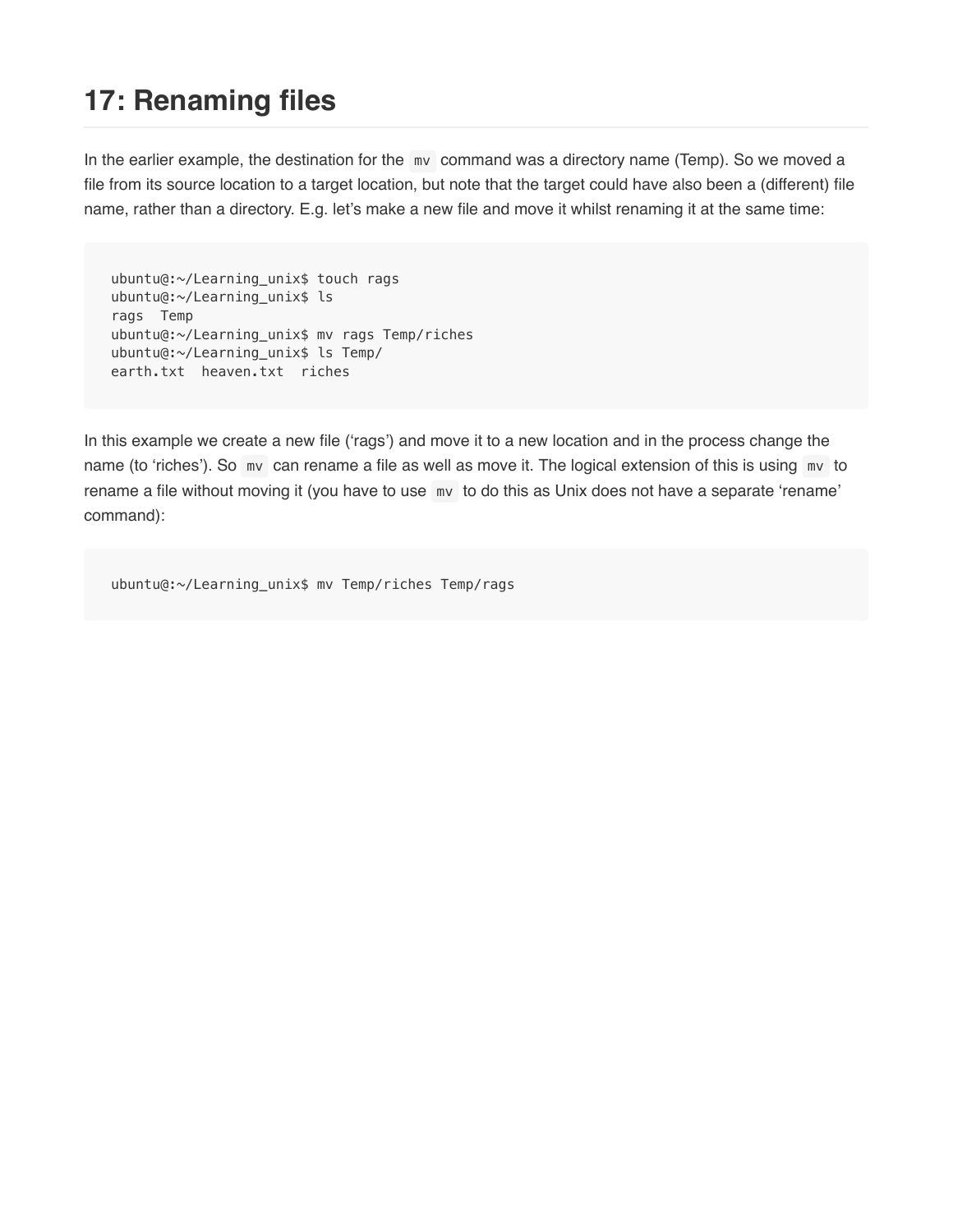## 17: Renaming files

In the earlier example, the destination for the `mv` command was a directory name (Temp). So we moved a file from its source location to a target location, but note that the target could have also been a (different) file name, rather than a directory. E.g. let's make a new file and move it whilst renaming it at the same time:

```
ubuntu@:~/Learning_unix$ touch rags
ubuntu@:~/Learning_unix$ ls
rags  Temp
ubuntu@:~/Learning_unix$ mv rags Temp/riches
ubuntu@:~/Learning_unix$ ls Temp/
earth.txt  heaven.txt  riches
```

In this example we create a new file ('rags') and move it to a new location and in the process change the name (to 'riches'). So `mv` can rename a file as well as move it. The logical extension of this is using `mv` to rename a file without moving it (you have to use `mv` to do this as Unix does not have a separate 'rename' command):

```
ubuntu@:~/Learning_unix$ mv Temp/riches Temp/rags
```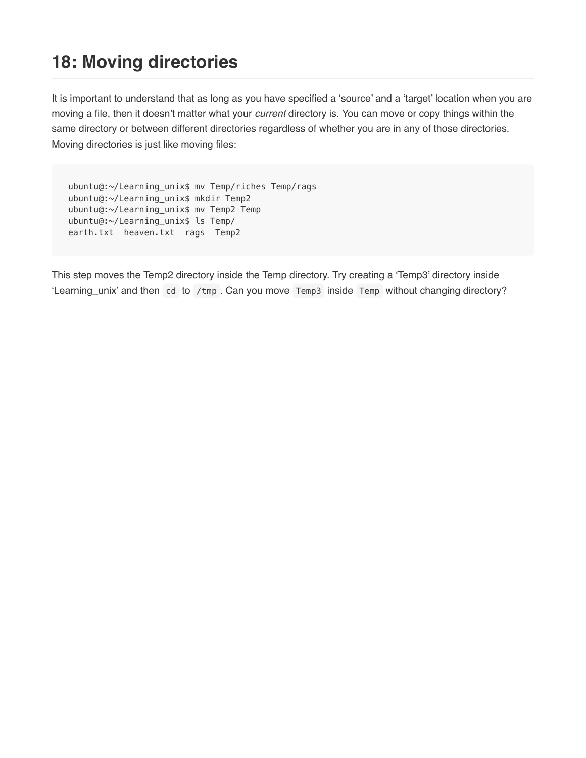## 18: Moving directories

It is important to understand that as long as you have specified a 'source' and a 'target' location when you are moving a file, then it doesn't matter what your *current* directory is. You can move or copy things within the same directory or between different directories regardless of whether you are in any of those directories. Moving directories is just like moving files:

```
ubuntu@:~/Learning_unix$ mv Temp/riches Temp/rags
ubuntu@:~/Learning_unix$ mkdir Temp2
ubuntu@:~/Learning_unix$ mv Temp2 Temp
ubuntu@:~/Learning_unix$ ls Temp/
earth.txt  heaven.txt  rags  Temp2
```

This step moves the Temp2 directory inside the Temp directory. Try creating a 'Temp3' directory inside 'Learning_unix' and then `cd` to `/tmp`. Can you move `Temp3` inside `Temp` without changing directory?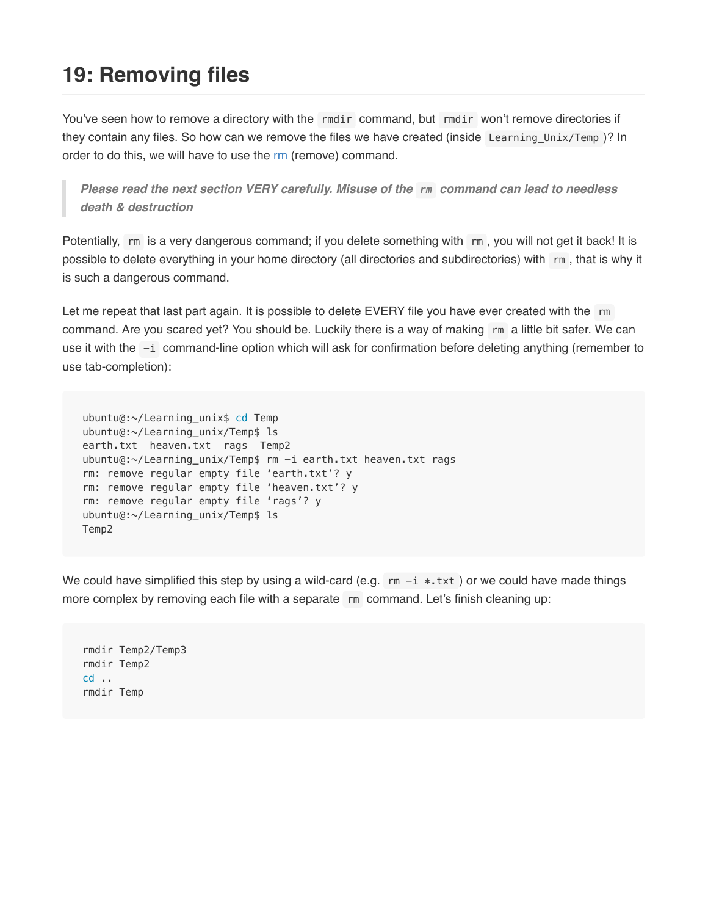## 19: Removing files

You've seen how to remove a directory with the `rmdir` command, but `rmdir` won't remove directories if they contain any files. So how can we remove the files we have created (inside `Learning_Unix/Temp`)? In order to do this, we will have to use the rm (remove) command.

> ***Please read the next section VERY carefully. Misuse of the `rm` command can lead to needless death & destruction***

Potentially, `rm` is a very dangerous command; if you delete something with `rm`, you will not get it back! It is possible to delete everything in your home directory (all directories and subdirectories) with `rm`, that is why it is such a dangerous command.

Let me repeat that last part again. It is possible to delete EVERY file you have ever created with the `rm` command. Are you scared yet? You should be. Luckily there is a way of making `rm` a little bit safer. We can use it with the `-i` command-line option which will ask for confirmation before deleting anything (remember to use tab-completion):

```
ubuntu@:~/Learning_unix$ cd Temp
ubuntu@:~/Learning_unix/Temp$ ls
earth.txt  heaven.txt  rags  Temp2
ubuntu@:~/Learning_unix/Temp$ rm -i earth.txt heaven.txt rags
rm: remove regular empty file 'earth.txt'? y
rm: remove regular empty file 'heaven.txt'? y
rm: remove regular empty file 'rags'? y
ubuntu@:~/Learning_unix/Temp$ ls
Temp2
```

We could have simplified this step by using a wild-card (e.g. `rm -i *.txt`) or we could have made things more complex by removing each file with a separate `rm` command. Let's finish cleaning up:

```
rmdir Temp2/Temp3
rmdir Temp2
cd ..
rmdir Temp
```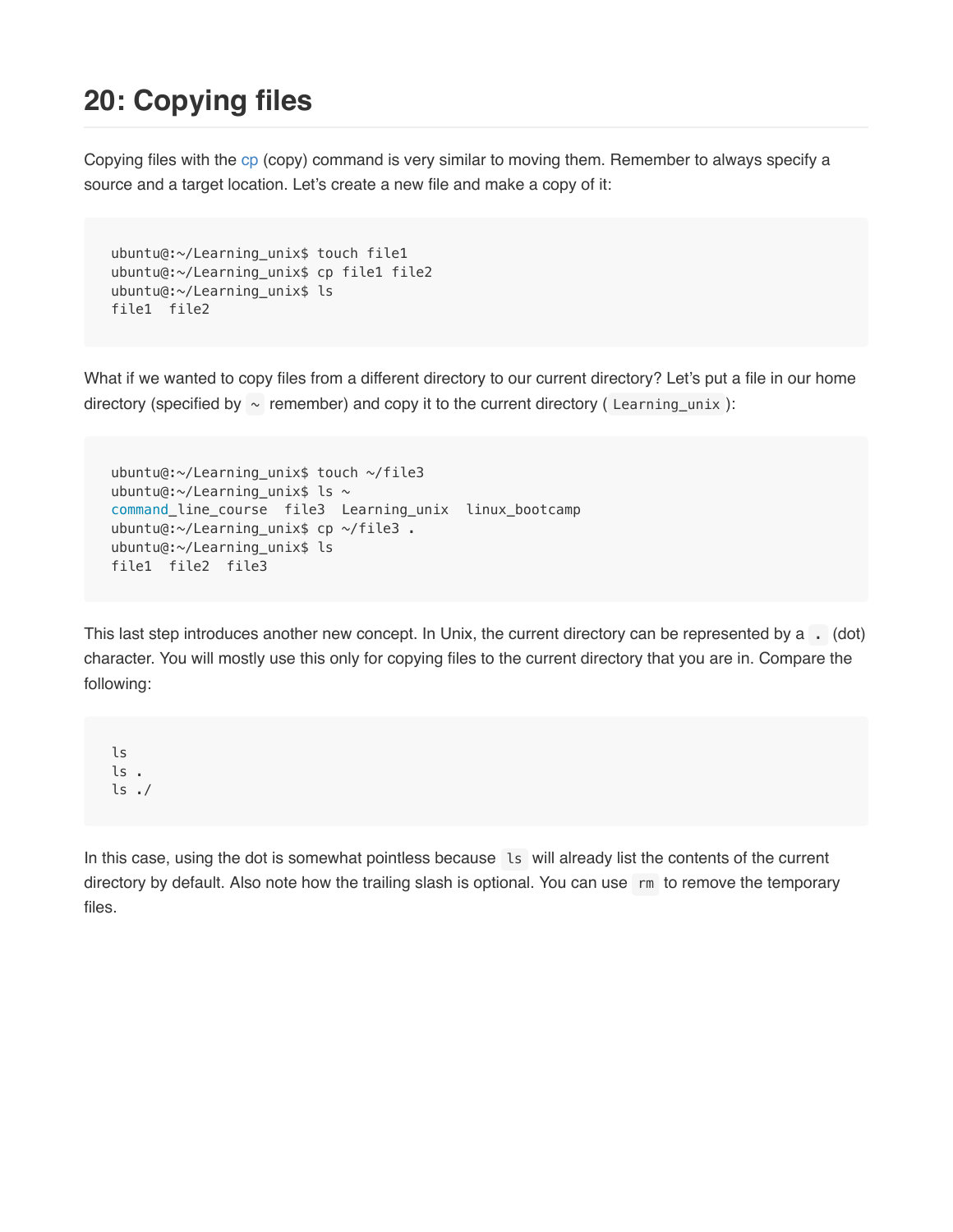## 20: Copying files

Copying files with the cp (copy) command is very similar to moving them. Remember to always specify a source and a target location. Let's create a new file and make a copy of it:

```
ubuntu@:~/Learning_unix$ touch file1
ubuntu@:~/Learning_unix$ cp file1 file2
ubuntu@:~/Learning_unix$ ls
file1  file2
```

What if we wanted to copy files from a different directory to our current directory? Let's put a file in our home directory (specified by `~` remember) and copy it to the current directory ( `Learning_unix` ):

```
ubuntu@:~/Learning_unix$ touch ~/file3
ubuntu@:~/Learning_unix$ ls ~
command_line_course  file3  Learning_unix  linux_bootcamp
ubuntu@:~/Learning_unix$ cp ~/file3 .
ubuntu@:~/Learning_unix$ ls
file1  file2  file3
```

This last step introduces another new concept. In Unix, the current directory can be represented by a `.` (dot) character. You will mostly use this only for copying files to the current directory that you are in. Compare the following:

```
ls
ls .
ls ./
```

In this case, using the dot is somewhat pointless because `ls` will already list the contents of the current directory by default. Also note how the trailing slash is optional. You can use `rm` to remove the temporary files.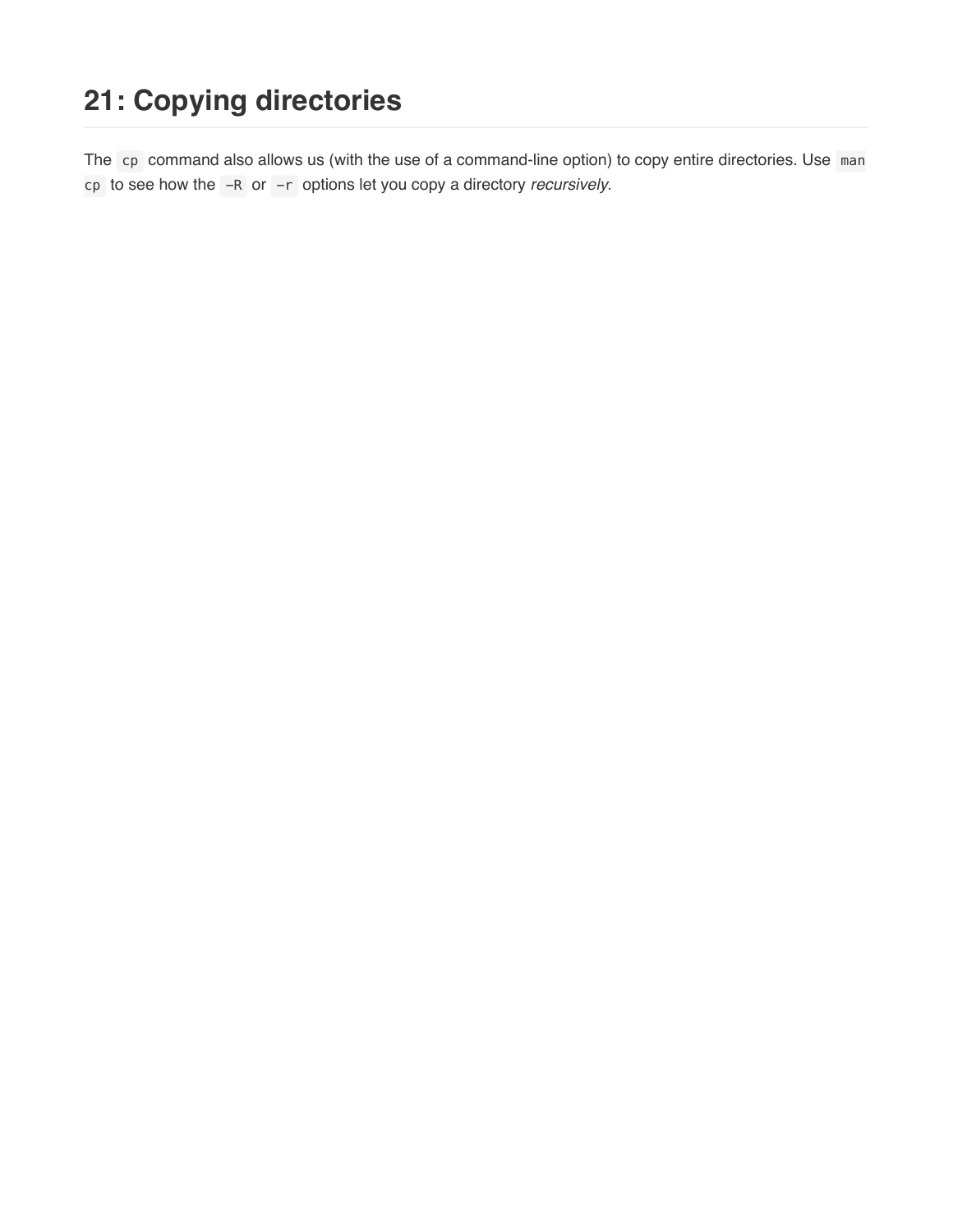## 21: Copying directories

The `cp` command also allows us (with the use of a command-line option) to copy entire directories. Use `man cp` to see how the `-R` or `-r` options let you copy a directory *recursively*.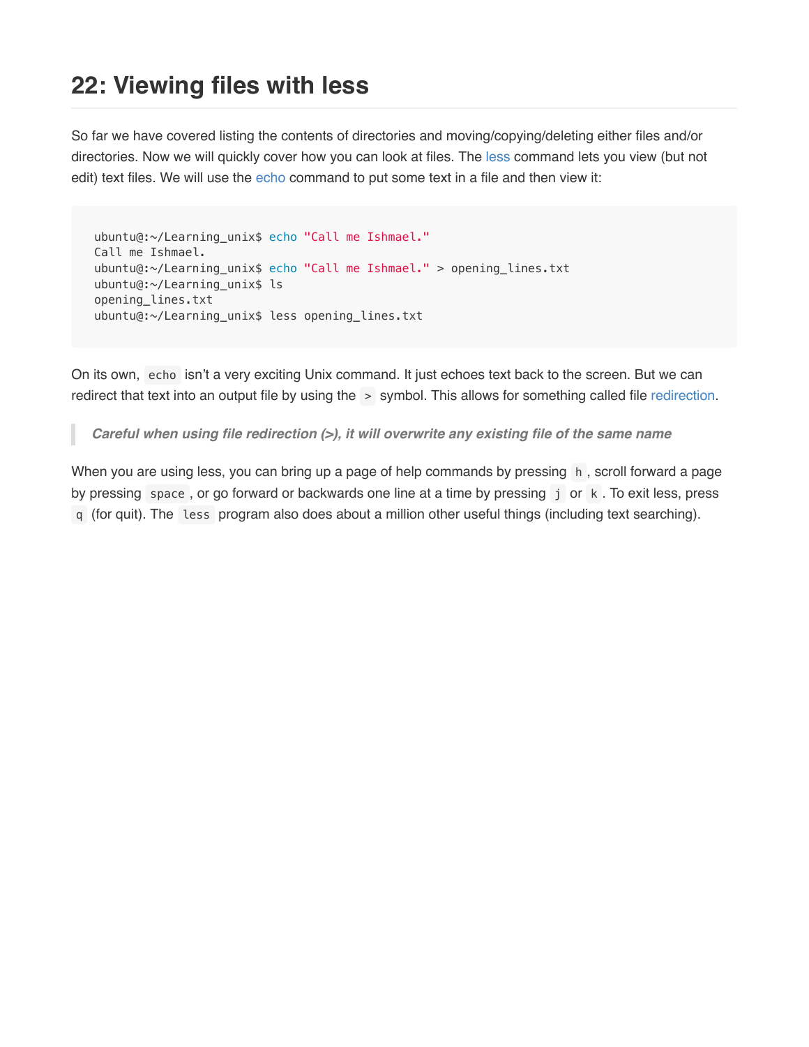## 22: Viewing files with less

So far we have covered listing the contents of directories and moving/copying/deleting either files and/or directories. Now we will quickly cover how you can look at files. The less command lets you view (but not edit) text files. We will use the echo command to put some text in a file and then view it:

```
ubuntu@:~/Learning_unix$ echo "Call me Ishmael."
Call me Ishmael.
ubuntu@:~/Learning_unix$ echo "Call me Ishmael." > opening_lines.txt
ubuntu@:~/Learning_unix$ ls
opening_lines.txt
ubuntu@:~/Learning_unix$ less opening_lines.txt
```

On its own, `echo` isn't a very exciting Unix command. It just echoes text back to the screen. But we can redirect that text into an output file by using the `>` symbol. This allows for something called file redirection.

> ***Careful when using file redirection (>), it will overwrite any existing file of the same name***

When you are using less, you can bring up a page of help commands by pressing `h`, scroll forward a page by pressing `space`, or go forward or backwards one line at a time by pressing `j` or `k`. To exit less, press `q` (for quit). The `less` program also does about a million other useful things (including text searching).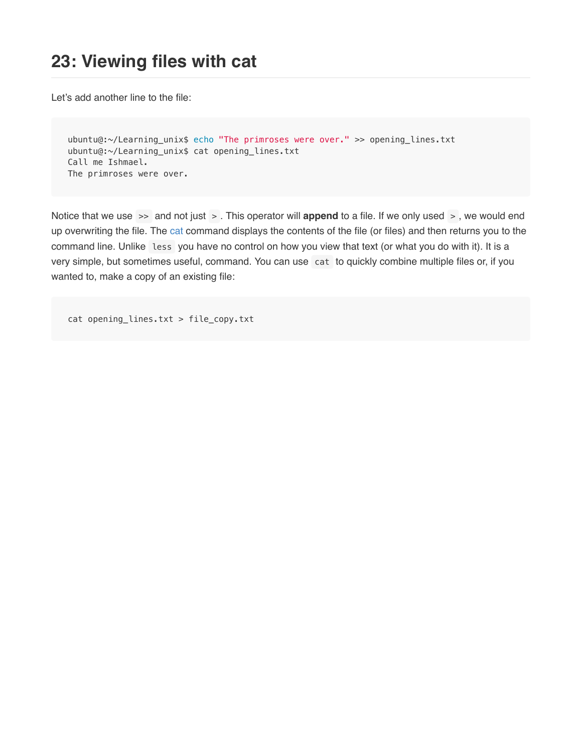## 23: Viewing files with cat

Let's add another line to the file:

```
ubuntu@:~/Learning_unix$ echo "The primroses were over." >> opening_lines.txt
ubuntu@:~/Learning_unix$ cat opening_lines.txt
Call me Ishmael.
The primroses were over.
```

Notice that we use `>>` and not just `>`. This operator will **append** to a file. If we only used `>`, we would end up overwriting the file. The cat command displays the contents of the file (or files) and then returns you to the command line. Unlike `less` you have no control on how you view that text (or what you do with it). It is a very simple, but sometimes useful, command. You can use `cat` to quickly combine multiple files or, if you wanted to, make a copy of an existing file:

```
cat opening_lines.txt > file_copy.txt
```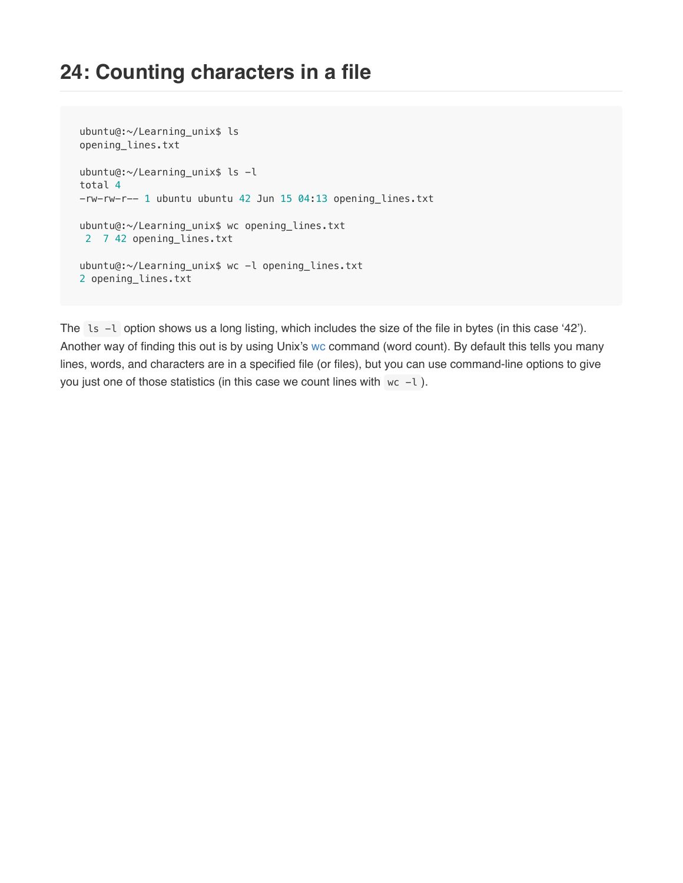## 24: Counting characters in a file

```
ubuntu@:~/Learning_unix$ ls
opening_lines.txt

ubuntu@:~/Learning_unix$ ls -l
total 4
-rw-rw-r-- 1 ubuntu ubuntu 42 Jun 15 04:13 opening_lines.txt

ubuntu@:~/Learning_unix$ wc opening_lines.txt
 2  7 42 opening_lines.txt

ubuntu@:~/Learning_unix$ wc -l opening_lines.txt
2 opening_lines.txt
```

The `ls -l` option shows us a long listing, which includes the size of the file in bytes (in this case '42'). Another way of finding this out is by using Unix's wc command (word count). By default this tells you many lines, words, and characters are in a specified file (or files), but you can use command-line options to give you just one of those statistics (in this case we count lines with `wc -l`).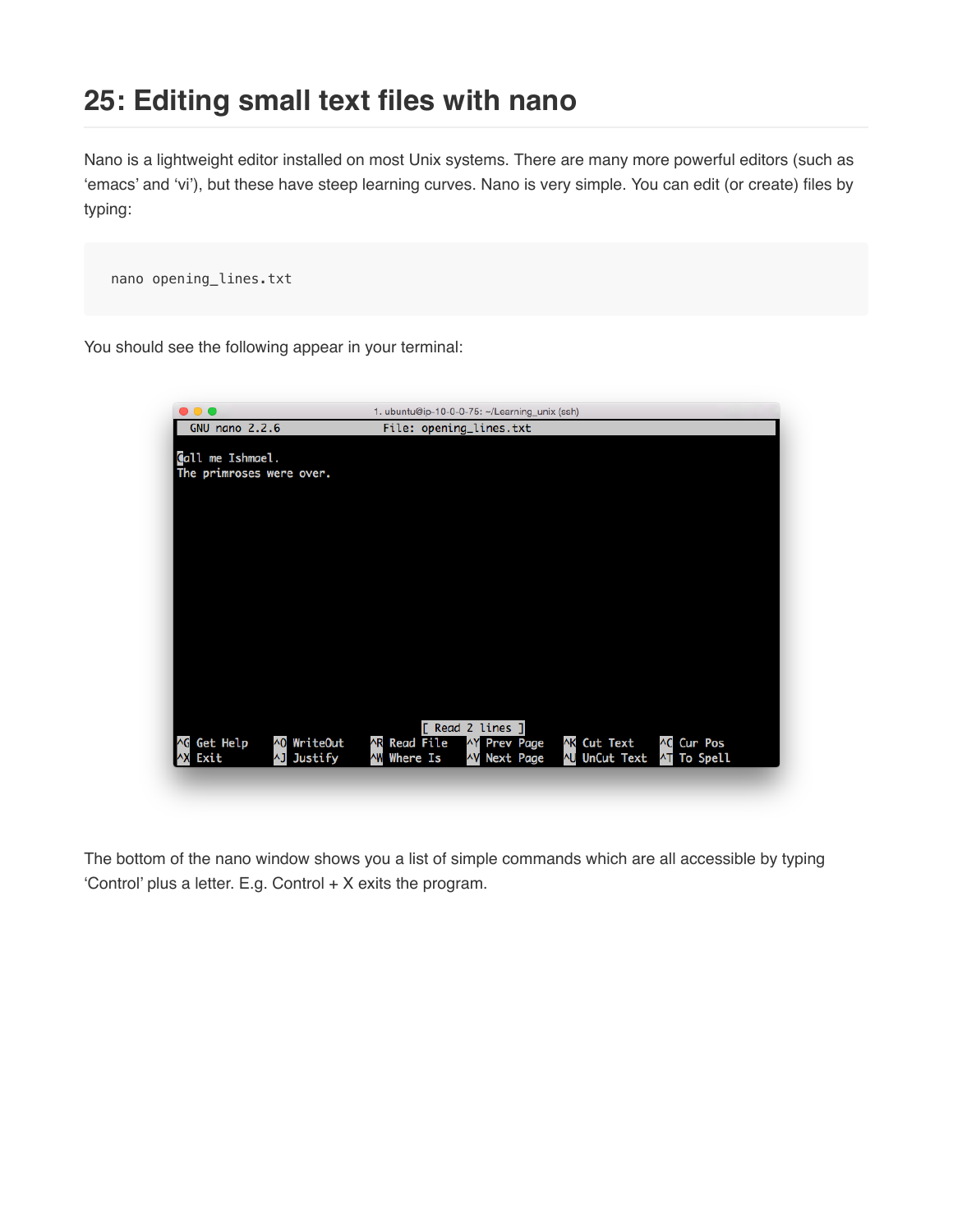## 25: Editing small text files with nano

Nano is a lightweight editor installed on most Unix systems. There are many more powerful editors (such as ‘emacs’ and ‘vi’), but these have steep learning curves. Nano is very simple. You can edit (or create) files by typing:

```
nano opening_lines.txt
```

You should see the following appear in your terminal:

```
  GNU nano 2.2.6                  File: opening_lines.txt

Call me Ishmael.
The primroses were over.




                              [ Read 2 lines ]
^G Get Help    ^O WriteOut    ^R Read File   ^Y Prev Page   ^K Cut Text    ^C Cur Pos
^X Exit        ^J Justify     ^W Where Is    ^V Next Page   ^U UnCut Text  ^T To Spell
```

The bottom of the nano window shows you a list of simple commands which are all accessible by typing ‘Control’ plus a letter. E.g. Control + X exits the program.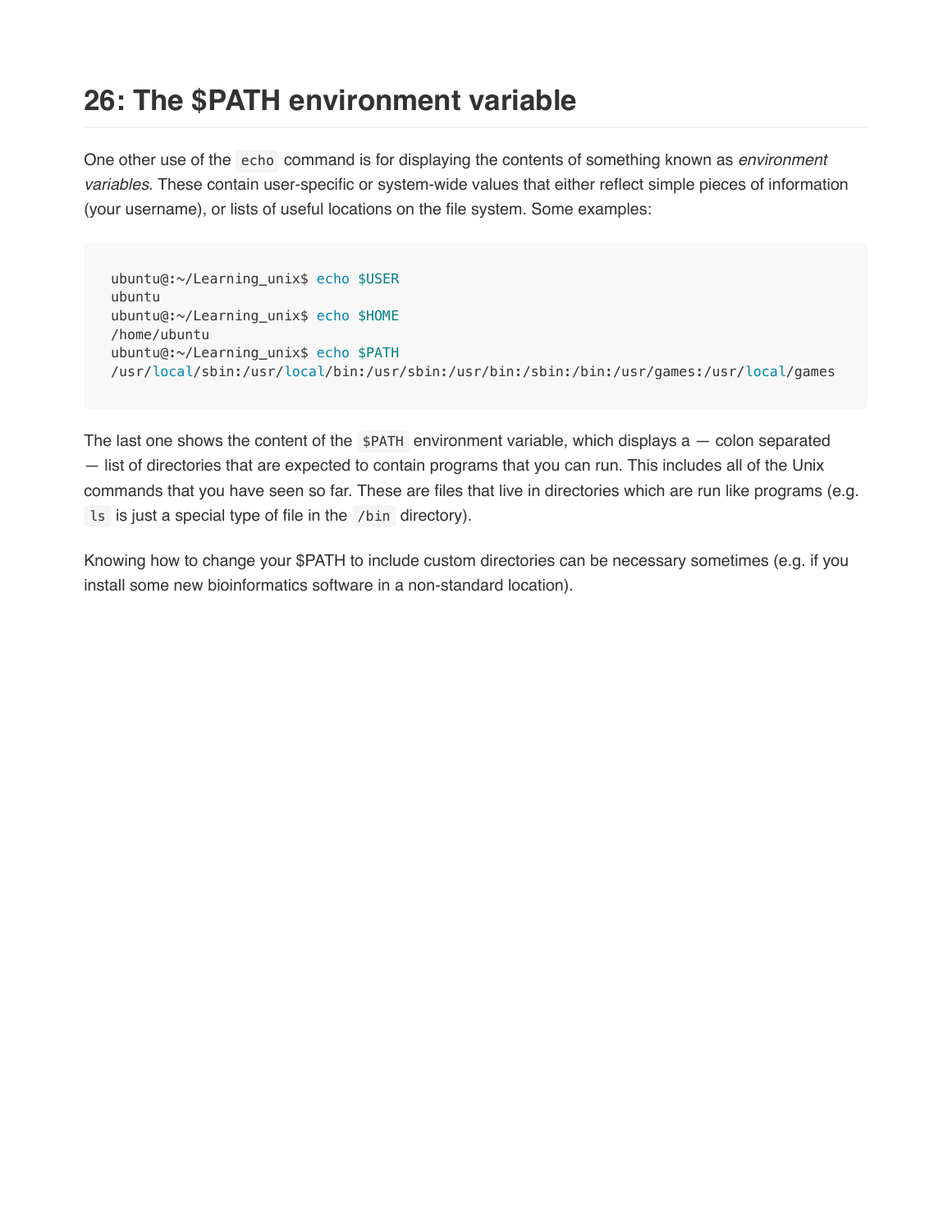## 26: The $PATH environment variable

One other use of the `echo` command is for displaying the contents of something known as *environment variables*. These contain user-specific or system-wide values that either reflect simple pieces of information (your username), or lists of useful locations on the file system. Some examples:

```
ubuntu@:~/Learning_unix$ echo $USER
ubuntu
ubuntu@:~/Learning_unix$ echo $HOME
/home/ubuntu
ubuntu@:~/Learning_unix$ echo $PATH
/usr/local/sbin:/usr/local/bin:/usr/sbin:/usr/bin:/sbin:/bin:/usr/games:/usr/local/games
```

The last one shows the content of the `$PATH` environment variable, which displays a — colon separated — list of directories that are expected to contain programs that you can run. This includes all of the Unix commands that you have seen so far. These are files that live in directories which are run like programs (e.g. `ls` is just a special type of file in the `/bin` directory).

Knowing how to change your $PATH to include custom directories can be necessary sometimes (e.g. if you install some new bioinformatics software in a non-standard location).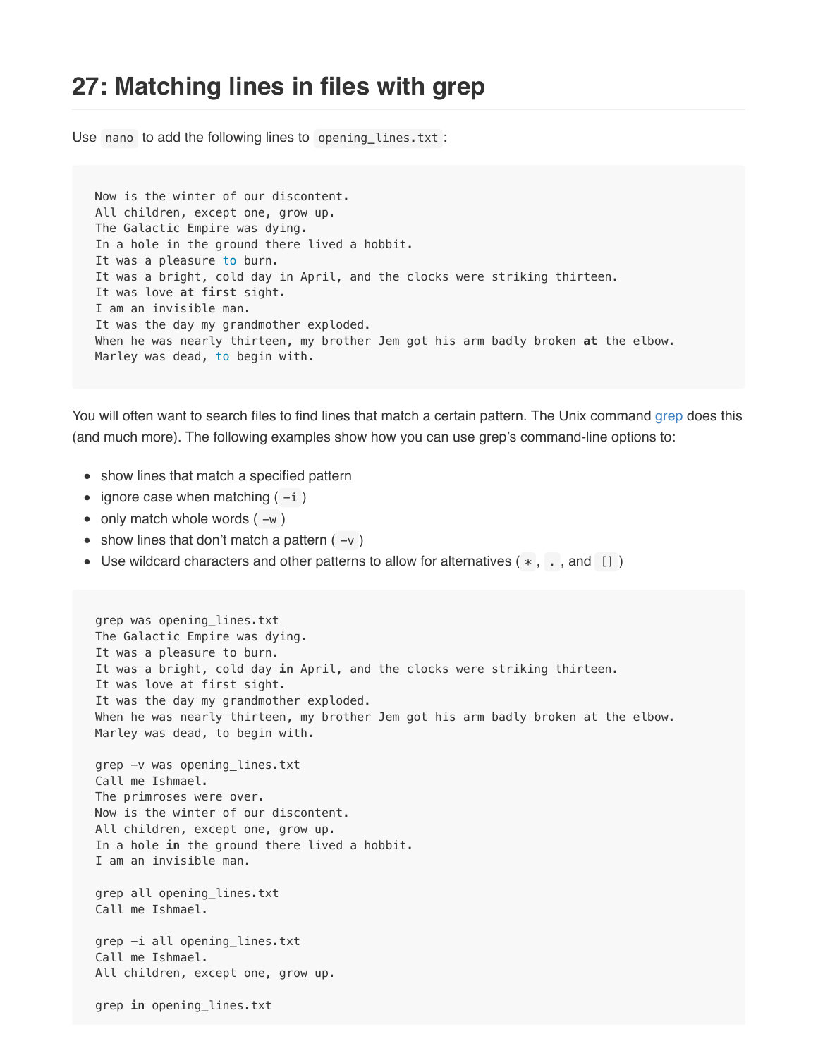# 27: Matching lines in files with grep

Use `nano` to add the following lines to `opening_lines.txt`:

```
Now is the winter of our discontent.
All children, except one, grow up.
The Galactic Empire was dying.
In a hole in the ground there lived a hobbit.
It was a pleasure to burn.
It was a bright, cold day in April, and the clocks were striking thirteen.
It was love at first sight.
I am an invisible man.
It was the day my grandmother exploded.
When he was nearly thirteen, my brother Jem got his arm badly broken at the elbow.
Marley was dead, to begin with.
```

You will often want to search files to find lines that match a certain pattern. The Unix command grep does this (and much more). The following examples show how you can use grep's command-line options to:

- show lines that match a specified pattern
- ignore case when matching (`-i`)
- only match whole words (`-w`)
- show lines that don't match a pattern (`-v`)
- Use wildcard characters and other patterns to allow for alternatives (`*`, `.`, and `[]`)

```
grep was opening_lines.txt
The Galactic Empire was dying.
It was a pleasure to burn.
It was a bright, cold day in April, and the clocks were striking thirteen.
It was love at first sight.
It was the day my grandmother exploded.
When he was nearly thirteen, my brother Jem got his arm badly broken at the elbow.
Marley was dead, to begin with.

grep -v was opening_lines.txt
Call me Ishmael.
The primroses were over.
Now is the winter of our discontent.
All children, except one, grow up.
In a hole in the ground there lived a hobbit.
I am an invisible man.

grep all opening_lines.txt
Call me Ishmael.

grep -i all opening_lines.txt
Call me Ishmael.
All children, except one, grow up.

grep in opening_lines.txt
```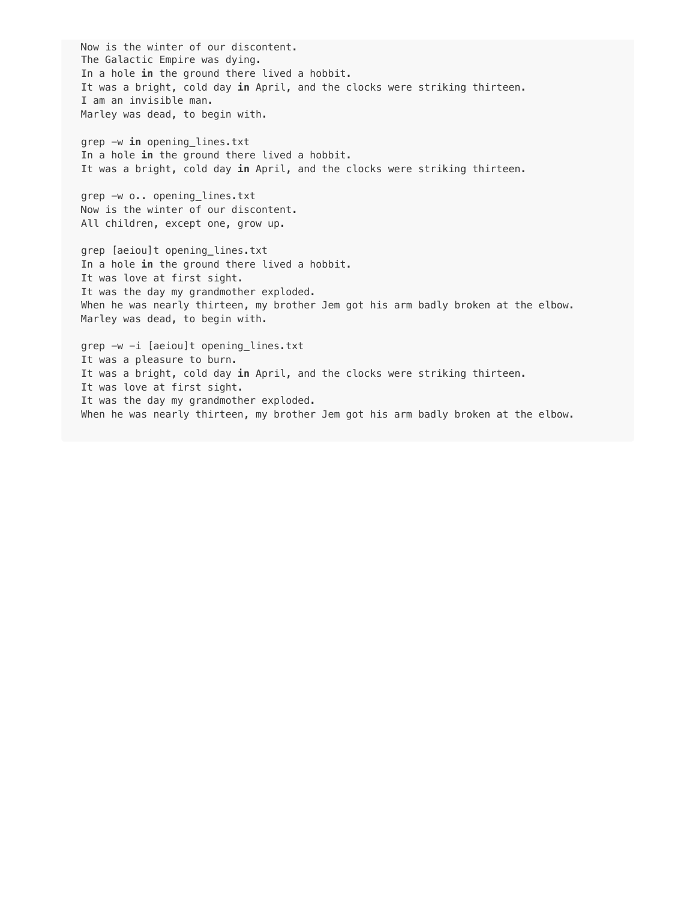```
Now is the winter of our discontent.
The Galactic Empire was dying.
In a hole in the ground there lived a hobbit.
It was a bright, cold day in April, and the clocks were striking thirteen.
I am an invisible man.
Marley was dead, to begin with.

grep -w in opening_lines.txt
In a hole in the ground there lived a hobbit.
It was a bright, cold day in April, and the clocks were striking thirteen.

grep -w o.. opening_lines.txt
Now is the winter of our discontent.
All children, except one, grow up.

grep [aeiou]t opening_lines.txt
In a hole in the ground there lived a hobbit.
It was love at first sight.
It was the day my grandmother exploded.
When he was nearly thirteen, my brother Jem got his arm badly broken at the elbow.
Marley was dead, to begin with.

grep -w -i [aeiou]t opening_lines.txt
It was a pleasure to burn.
It was a bright, cold day in April, and the clocks were striking thirteen.
It was love at first sight.
It was the day my grandmother exploded.
When he was nearly thirteen, my brother Jem got his arm badly broken at the elbow.
```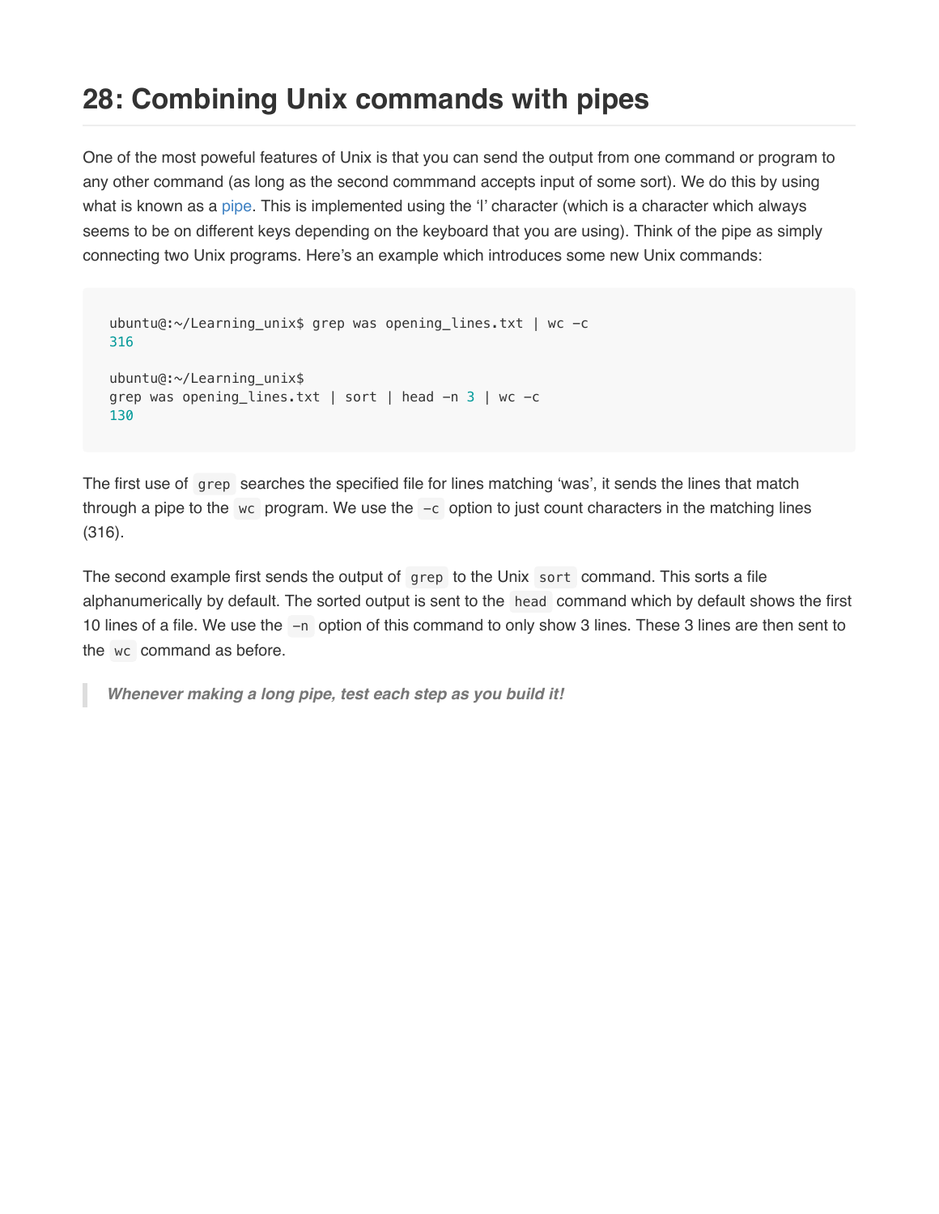## 28: Combining Unix commands with pipes

One of the most poweful features of Unix is that you can send the output from one command or program to any other command (as long as the second commmand accepts input of some sort). We do this by using what is known as a pipe. This is implemented using the '|' character (which is a character which always seems to be on different keys depending on the keyboard that you are using). Think of the pipe as simply connecting two Unix programs. Here's an example which introduces some new Unix commands:

```
ubuntu@:~/Learning_unix$ grep was opening_lines.txt | wc -c
316

ubuntu@:~/Learning_unix$
grep was opening_lines.txt | sort | head -n 3 | wc -c
130
```

The first use of `grep` searches the specified file for lines matching 'was', it sends the lines that match through a pipe to the `wc` program. We use the `-c` option to just count characters in the matching lines (316).

The second example first sends the output of `grep` to the Unix `sort` command. This sorts a file alphanumerically by default. The sorted output is sent to the `head` command which by default shows the first 10 lines of a file. We use the `-n` option of this command to only show 3 lines. These 3 lines are then sent to the `wc` command as before.

> ***Whenever making a long pipe, test each step as you build it!***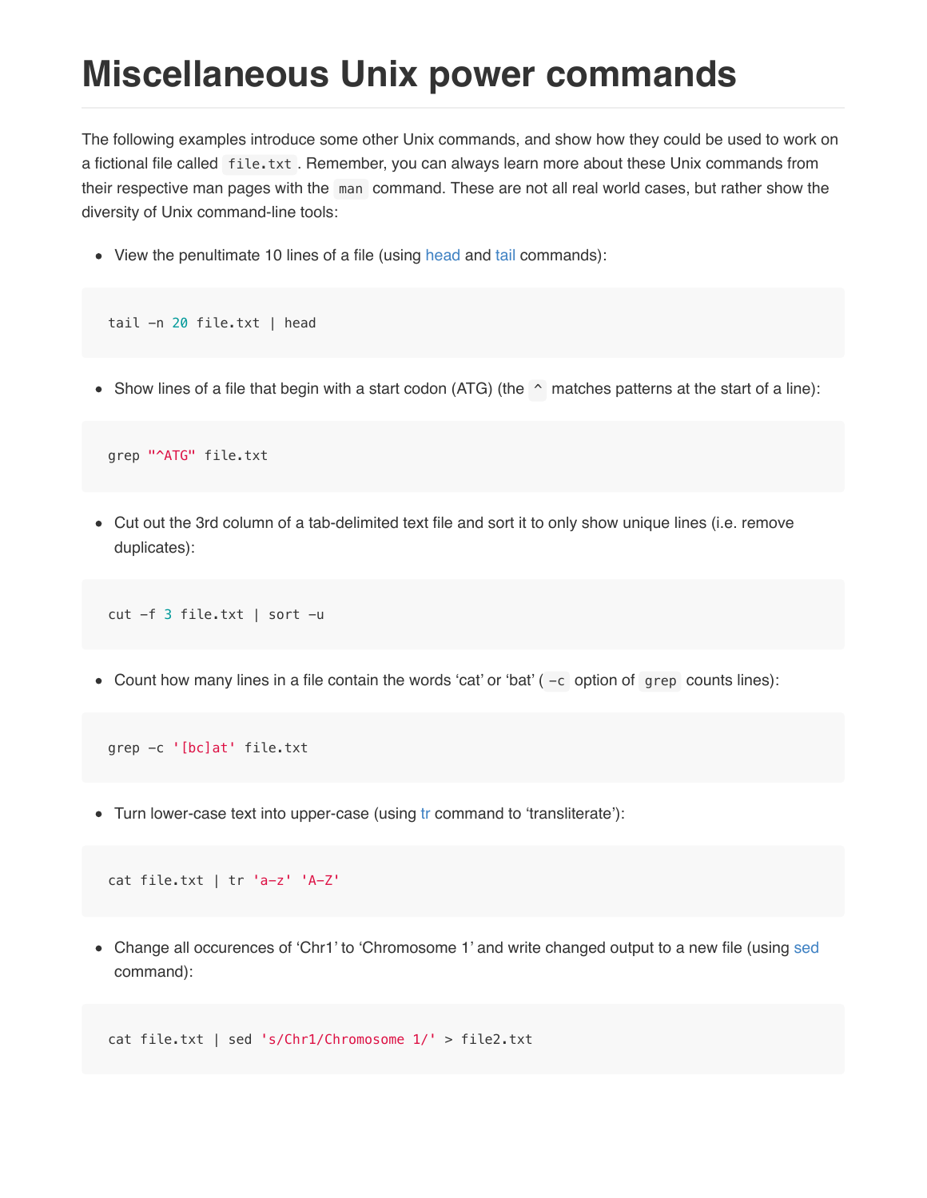# Miscellaneous Unix power commands

The following examples introduce some other Unix commands, and show how they could be used to work on a fictional file called `file.txt`. Remember, you can always learn more about these Unix commands from their respective man pages with the `man` command. These are not all real world cases, but rather show the diversity of Unix command-line tools:

- View the penultimate 10 lines of a file (using head and tail commands):

```
tail -n 20 file.txt | head
```

- Show lines of a file that begin with a start codon (ATG) (the `^` matches patterns at the start of a line):

```
grep "^ATG" file.txt
```

- Cut out the 3rd column of a tab-delimited text file and sort it to only show unique lines (i.e. remove duplicates):

```
cut -f 3 file.txt | sort -u
```

- Count how many lines in a file contain the words 'cat' or 'bat' (`-c` option of `grep` counts lines):

```
grep -c '[bc]at' file.txt
```

- Turn lower-case text into upper-case (using tr command to 'transliterate'):

```
cat file.txt | tr 'a-z' 'A-Z'
```

- Change all occurences of 'Chr1' to 'Chromosome 1' and write changed output to a new file (using sed command):

```
cat file.txt | sed 's/Chr1/Chromosome 1/' > file2.txt
```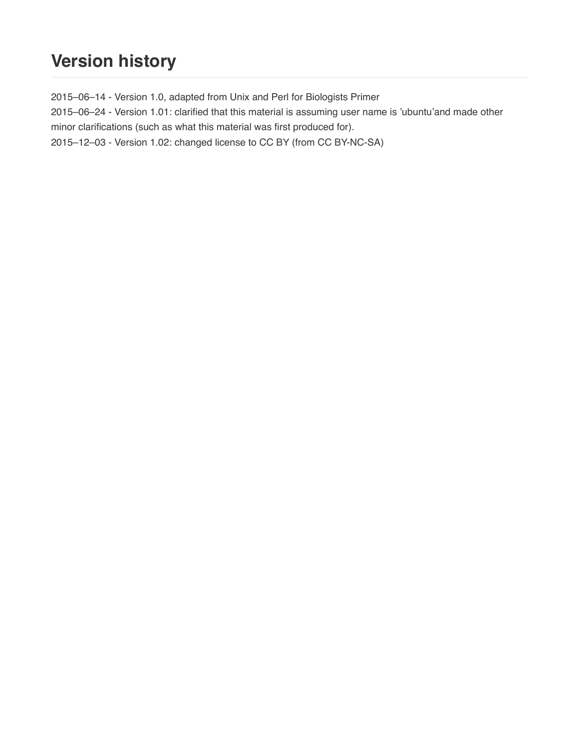## Version history

2015–06–14 - Version 1.0, adapted from Unix and Perl for Biologists Primer
2015–06–24 - Version 1.01: clarified that this material is assuming user name is 'ubuntu'and made other minor clarifications (such as what this material was first produced for).
2015–12–03 - Version 1.02: changed license to CC BY (from CC BY-NC-SA)